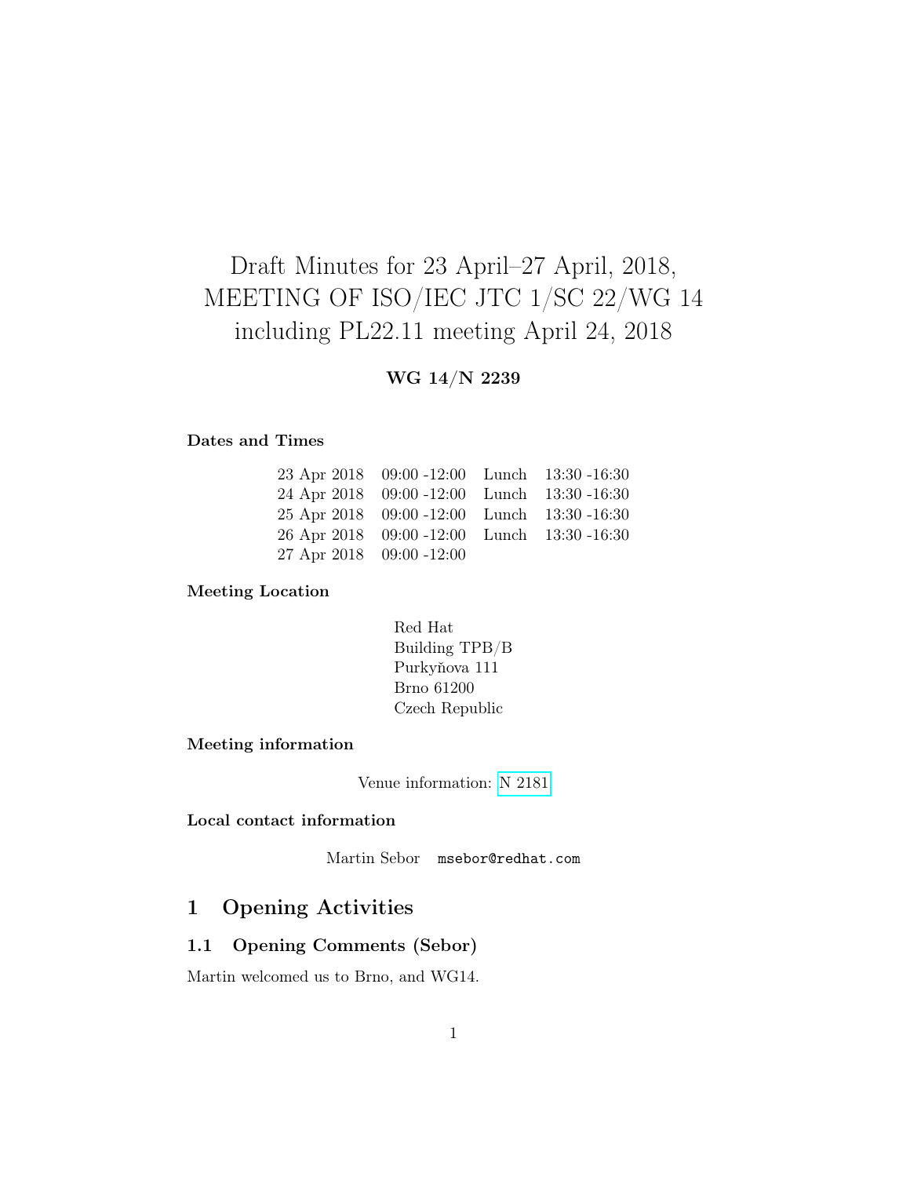# Draft Minutes for 23 April–27 April, 2018, MEETING OF ISO/IEC JTC 1/SC 22/WG 14 including PL22.11 meeting April 24, 2018

**WG 14/N 2239**

**Dates and Times**

| | | | |
|---|---|---|---|
| 23 Apr 2018 | 09:00 -12:00 | Lunch | 13:30 -16:30 |
| 24 Apr 2018 | 09:00 -12:00 | Lunch | 13:30 -16:30 |
| 25 Apr 2018 | 09:00 -12:00 | Lunch | 13:30 -16:30 |
| 26 Apr 2018 | 09:00 -12:00 | Lunch | 13:30 -16:30 |
| 27 Apr 2018 | 09:00 -12:00 | | |

**Meeting Location**

Red Hat
Building TPB/B
Purkyňova 111
Brno 61200
Czech Republic

**Meeting information**

Venue information: N 2181

**Local contact information**

Martin Sebor `msebor@redhat.com`

## 1 Opening Activities

### 1.1 Opening Comments (Sebor)

Martin welcomed us to Brno, and WG14.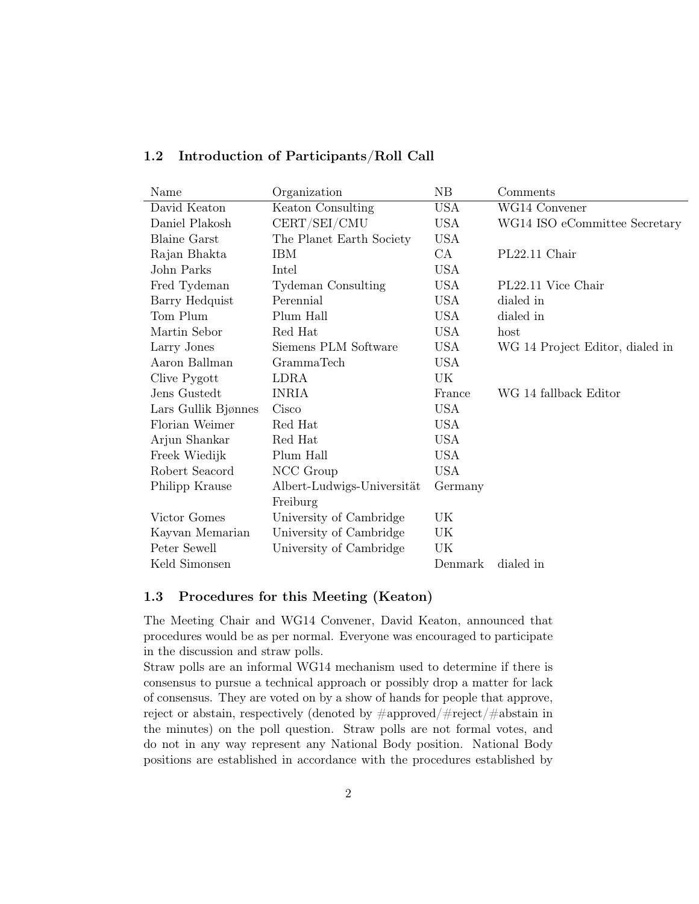### 1.2 Introduction of Participants/Roll Call

| Name | Organization | NB | Comments |
|---|---|---|---|
| David Keaton | Keaton Consulting | USA | WG14 Convener |
| Daniel Plakosh | CERT/SEI/CMU | USA | WG14 ISO eCommittee Secretary |
| Blaine Garst | The Planet Earth Society | USA | |
| Rajan Bhakta | IBM | CA | PL22.11 Chair |
| John Parks | Intel | USA | |
| Fred Tydeman | Tydeman Consulting | USA | PL22.11 Vice Chair |
| Barry Hedquist | Perennial | USA | dialed in |
| Tom Plum | Plum Hall | USA | dialed in |
| Martin Sebor | Red Hat | USA | host |
| Larry Jones | Siemens PLM Software | USA | WG 14 Project Editor, dialed in |
| Aaron Ballman | GrammaTech | USA | |
| Clive Pygott | LDRA | UK | |
| Jens Gustedt | INRIA | France | WG 14 fallback Editor |
| Lars Gullik Bjønnes | Cisco | USA | |
| Florian Weimer | Red Hat | USA | |
| Arjun Shankar | Red Hat | USA | |
| Freek Wiedijk | Plum Hall | USA | |
| Robert Seacord | NCC Group | USA | |
| Philipp Krause | Albert-Ludwigs-Universität Freiburg | Germany | |
| Victor Gomes | University of Cambridge | UK | |
| Kayvan Memarian | University of Cambridge | UK | |
| Peter Sewell | University of Cambridge | UK | |
| Keld Simonsen | | Denmark | dialed in |

### 1.3 Procedures for this Meeting (Keaton)

The Meeting Chair and WG14 Convener, David Keaton, announced that procedures would be as per normal. Everyone was encouraged to participate in the discussion and straw polls.

Straw polls are an informal WG14 mechanism used to determine if there is consensus to pursue a technical approach or possibly drop a matter for lack of consensus. They are voted on by a show of hands for people that approve, reject or abstain, respectively (denoted by #approved/#reject/#abstain in the minutes) on the poll question. Straw polls are not formal votes, and do not in any way represent any National Body position. National Body positions are established in accordance with the procedures established by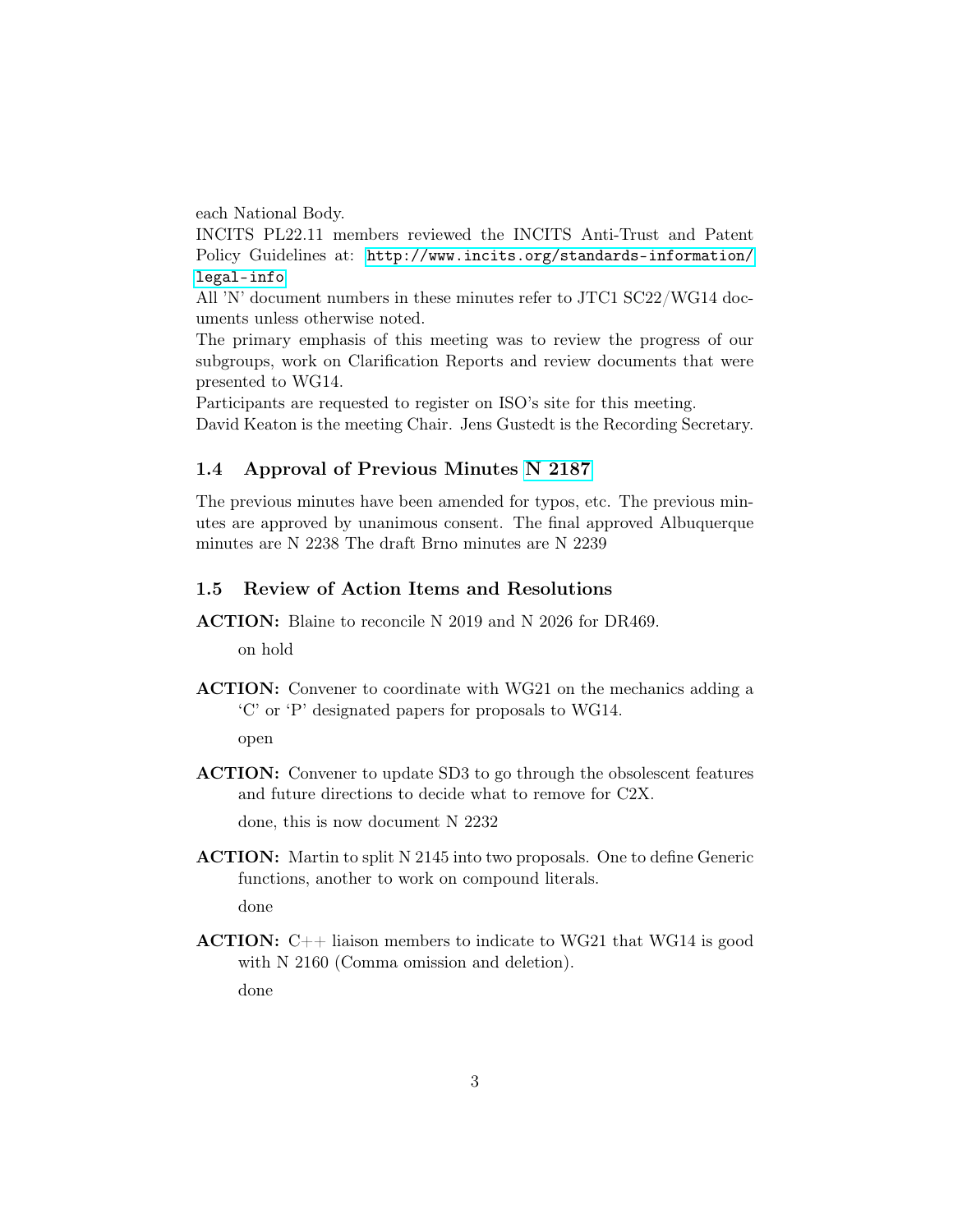each National Body.

INCITS PL22.11 members reviewed the INCITS Anti-Trust and Patent Policy Guidelines at: http://www.incits.org/standards-information/legal-info

All 'N' document numbers in these minutes refer to JTC1 SC22/WG14 documents unless otherwise noted.

The primary emphasis of this meeting was to review the progress of our subgroups, work on Clarification Reports and review documents that were presented to WG14.

Participants are requested to register on ISO's site for this meeting.

David Keaton is the meeting Chair. Jens Gustedt is the Recording Secretary.

### 1.4 Approval of Previous Minutes N 2187

The previous minutes have been amended for typos, etc. The previous minutes are approved by unanimous consent. The final approved Albuquerque minutes are N 2238 The draft Brno minutes are N 2239

### 1.5 Review of Action Items and Resolutions

**ACTION:** Blaine to reconcile N 2019 and N 2026 for DR469.

on hold

**ACTION:** Convener to coordinate with WG21 on the mechanics adding a 'C' or 'P' designated papers for proposals to WG14.

open

**ACTION:** Convener to update SD3 to go through the obsolescent features and future directions to decide what to remove for C2X.

done, this is now document N 2232

**ACTION:** Martin to split N 2145 into two proposals. One to define Generic functions, another to work on compound literals.

done

**ACTION:** C++ liaison members to indicate to WG21 that WG14 is good with N 2160 (Comma omission and deletion).

done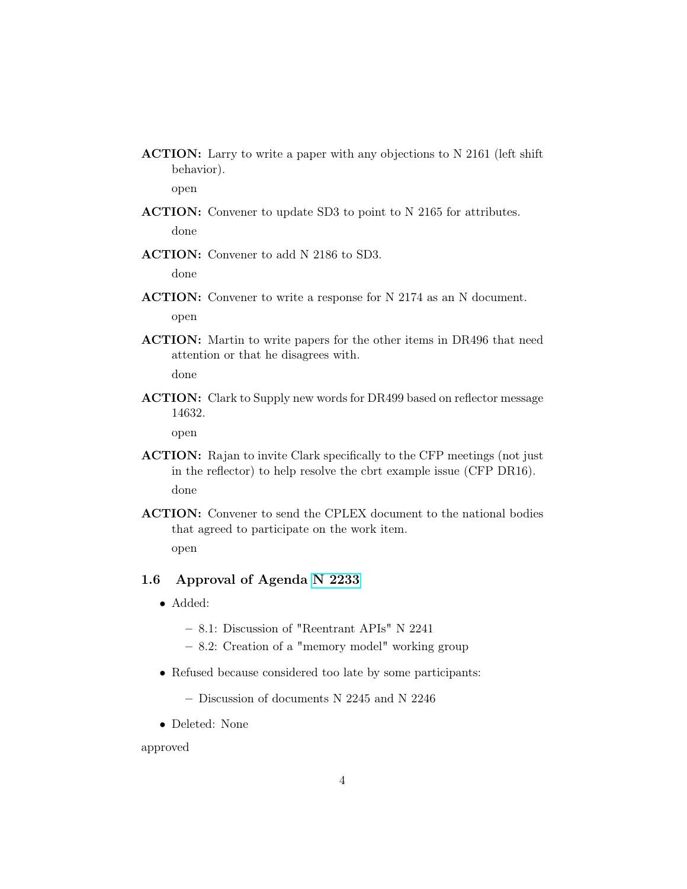**ACTION:** Larry to write a paper with any objections to N 2161 (left shift behavior).

open

**ACTION:** Convener to update SD3 to point to N 2165 for attributes.

done

**ACTION:** Convener to add N 2186 to SD3.

done

**ACTION:** Convener to write a response for N 2174 as an N document.

open

**ACTION:** Martin to write papers for the other items in DR496 that need attention or that he disagrees with.

done

**ACTION:** Clark to Supply new words for DR499 based on reflector message 14632.

open

**ACTION:** Rajan to invite Clark specifically to the CFP meetings (not just in the reflector) to help resolve the cbrt example issue (CFP DR16).

done

**ACTION:** Convener to send the CPLEX document to the national bodies that agreed to participate on the work item.

open

### 1.6 Approval of Agenda N 2233

- Added:
  - 8.1: Discussion of "Reentrant APIs" N 2241
  - 8.2: Creation of a "memory model" working group
- Refused because considered too late by some participants:
  - Discussion of documents N 2245 and N 2246
- Deleted: None

approved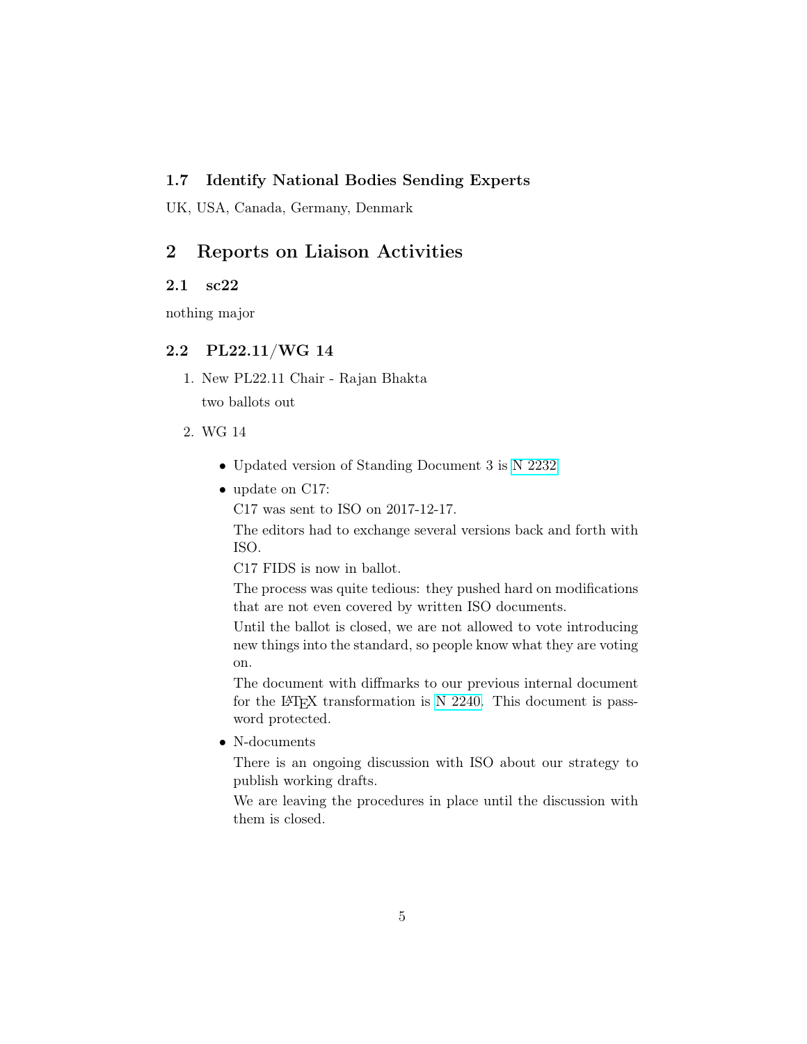### 1.7 Identify National Bodies Sending Experts

UK, USA, Canada, Germany, Denmark

## 2 Reports on Liaison Activities

### 2.1 sc22

nothing major

### 2.2 PL22.11/WG 14

1. New PL22.11 Chair - Rajan Bhakta

   two ballots out

2. WG 14

   - Updated version of Standing Document 3 is N 2232
   - update on C17:

     C17 was sent to ISO on 2017-12-17.

     The editors had to exchange several versions back and forth with ISO.

     C17 FIDS is now in ballot.

     The process was quite tedious: they pushed hard on modifications that are not even covered by written ISO documents.

     Until the ballot is closed, we are not allowed to vote introducing new things into the standard, so people know what they are voting on.

     The document with diffmarks to our previous internal document for the LaTeX transformation is N 2240. This document is password protected.

   - N-documents

     There is an ongoing discussion with ISO about our strategy to publish working drafts.

     We are leaving the procedures in place until the discussion with them is closed.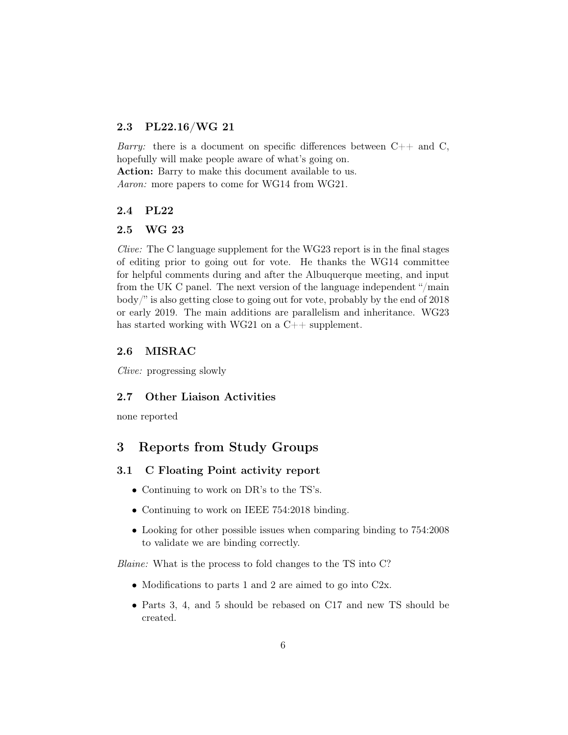### 2.3 PL22.16/WG 21

*Barry:* there is a document on specific differences between C++ and C, hopefully will make people aware of what's going on.
**Action:** Barry to make this document available to us.
*Aaron:* more papers to come for WG14 from WG21.

### 2.4 PL22

### 2.5 WG 23

*Clive:* The C language supplement for the WG23 report is in the final stages of editing prior to going out for vote. He thanks the WG14 committee for helpful comments during and after the Albuquerque meeting, and input from the UK C panel. The next version of the language independent "/main body/" is also getting close to going out for vote, probably by the end of 2018 or early 2019. The main additions are parallelism and inheritance. WG23 has started working with WG21 on a C++ supplement.

### 2.6 MISRAC

*Clive:* progressing slowly

### 2.7 Other Liaison Activities

none reported

## 3 Reports from Study Groups

### 3.1 C Floating Point activity report

- Continuing to work on DR's to the TS's.
- Continuing to work on IEEE 754:2018 binding.
- Looking for other possible issues when comparing binding to 754:2008 to validate we are binding correctly.

*Blaine:* What is the process to fold changes to the TS into C?

- Modifications to parts 1 and 2 are aimed to go into C2x.
- Parts 3, 4, and 5 should be rebased on C17 and new TS should be created.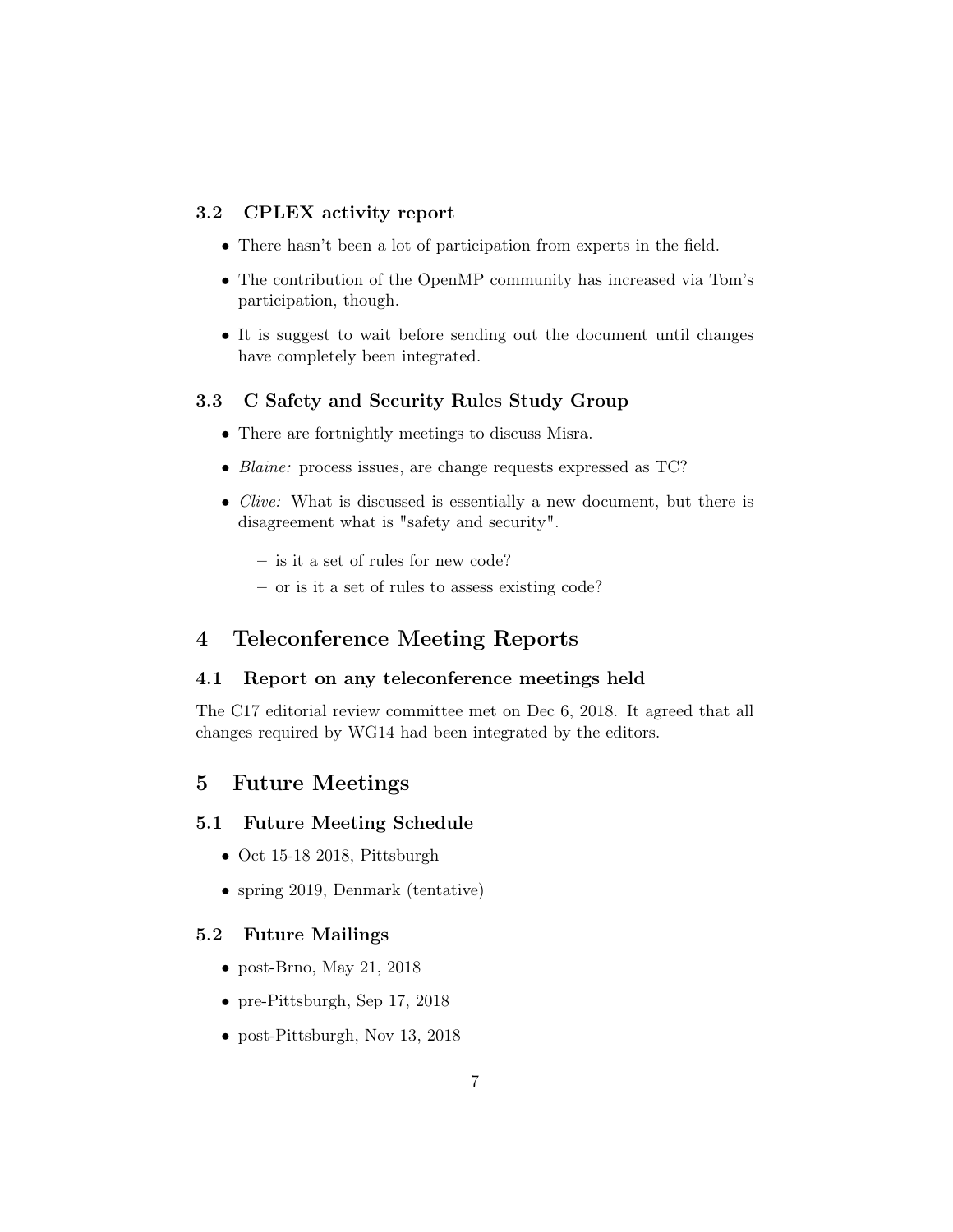### 3.2 CPLEX activity report

- There hasn't been a lot of participation from experts in the field.
- The contribution of the OpenMP community has increased via Tom's participation, though.
- It is suggest to wait before sending out the document until changes have completely been integrated.

### 3.3 C Safety and Security Rules Study Group

- There are fortnightly meetings to discuss Misra.
- *Blaine:* process issues, are change requests expressed as TC?
- *Clive:* What is discussed is essentially a new document, but there is disagreement what is "safety and security".
  - is it a set of rules for new code?
  - or is it a set of rules to assess existing code?

## 4 Teleconference Meeting Reports

### 4.1 Report on any teleconference meetings held

The C17 editorial review committee met on Dec 6, 2018. It agreed that all changes required by WG14 had been integrated by the editors.

## 5 Future Meetings

### 5.1 Future Meeting Schedule

- Oct 15-18 2018, Pittsburgh
- spring 2019, Denmark (tentative)

### 5.2 Future Mailings

- post-Brno, May 21, 2018
- pre-Pittsburgh, Sep 17, 2018
- post-Pittsburgh, Nov 13, 2018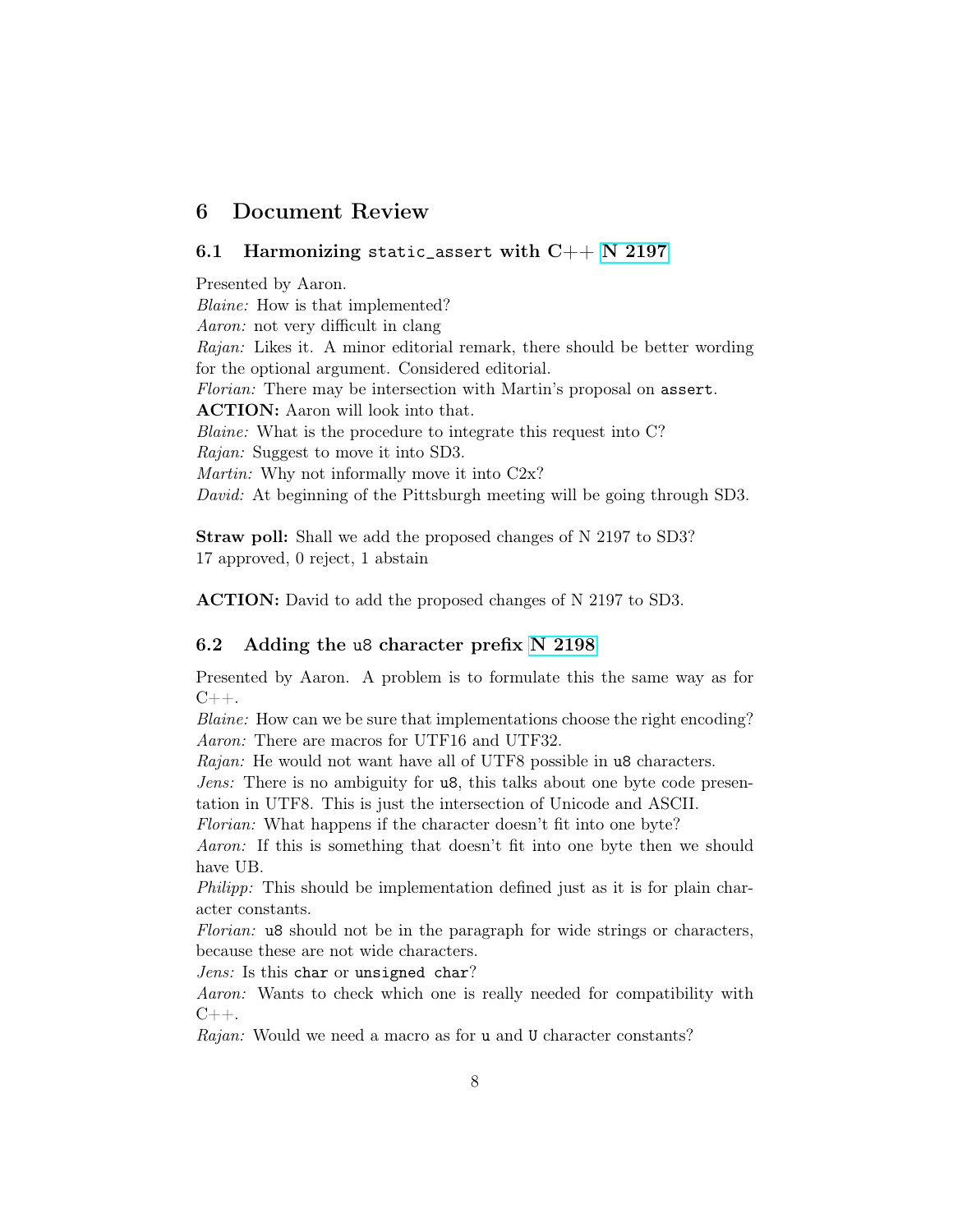# 6 Document Review

## 6.1 Harmonizing `static_assert` with C++ N 2197

Presented by Aaron.
*Blaine:* How is that implemented?
*Aaron:* not very difficult in clang
*Rajan:* Likes it. A minor editorial remark, there should be better wording for the optional argument. Considered editorial.
*Florian:* There may be intersection with Martin's proposal on `assert`.
**ACTION:** Aaron will look into that.
*Blaine:* What is the procedure to integrate this request into C?
*Rajan:* Suggest to move it into SD3.
*Martin:* Why not informally move it into C2x?
*David:* At beginning of the Pittsburgh meeting will be going through SD3.

**Straw poll:** Shall we add the proposed changes of N 2197 to SD3?
17 approved, 0 reject, 1 abstain

**ACTION:** David to add the proposed changes of N 2197 to SD3.

## 6.2 Adding the `u8` character prefix N 2198

Presented by Aaron. A problem is to formulate this the same way as for C++.
*Blaine:* How can we be sure that implementations choose the right encoding?
*Aaron:* There are macros for UTF16 and UTF32.
*Rajan:* He would not want have all of UTF8 possible in `u8` characters.
*Jens:* There is no ambiguity for `u8`, this talks about one byte code presentation in UTF8. This is just the intersection of Unicode and ASCII.
*Florian:* What happens if the character doesn't fit into one byte?
*Aaron:* If this is something that doesn't fit into one byte then we should have UB.
*Philipp:* This should be implementation defined just as it is for plain character constants.
*Florian:* `u8` should not be in the paragraph for wide strings or characters, because these are not wide characters.
*Jens:* Is this `char` or `unsigned char`?
*Aaron:* Wants to check which one is really needed for compatibility with C++.
*Rajan:* Would we need a macro as for `u` and `U` character constants?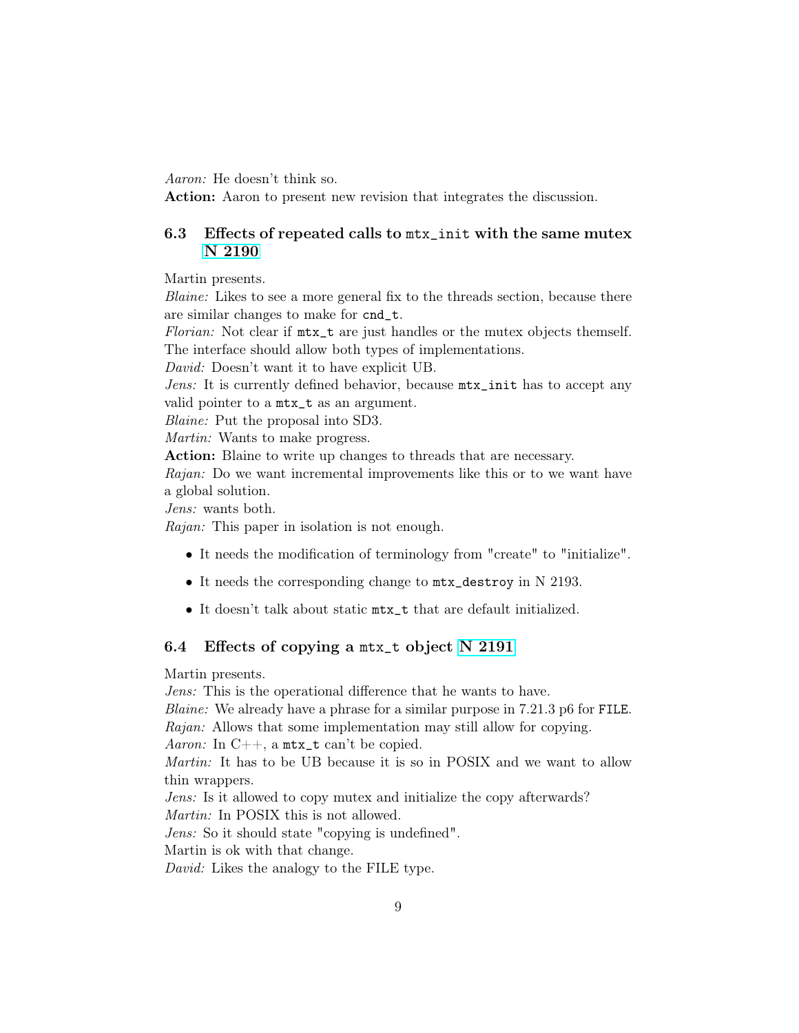*Aaron:* He doesn't think so.
**Action:** Aaron to present new revision that integrates the discussion.

## 6.3 Effects of repeated calls to `mtx_init` with the same mutex N 2190

Martin presents.
*Blaine:* Likes to see a more general fix to the threads section, because there are similar changes to make for `cnd_t`.
*Florian:* Not clear if `mtx_t` are just handles or the mutex objects themself. The interface should allow both types of implementations.
*David:* Doesn't want it to have explicit UB.
*Jens:* It is currently defined behavior, because `mtx_init` has to accept any valid pointer to a `mtx_t` as an argument.
*Blaine:* Put the proposal into SD3.
*Martin:* Wants to make progress.
**Action:** Blaine to write up changes to threads that are necessary.
*Rajan:* Do we want incremental improvements like this or to we want have a global solution.
*Jens:* wants both.
*Rajan:* This paper in isolation is not enough.

- It needs the modification of terminology from "create" to "initialize".
- It needs the corresponding change to `mtx_destroy` in N 2193.
- It doesn't talk about static `mtx_t` that are default initialized.

## 6.4 Effects of copying a `mtx_t` object N 2191

Martin presents.
*Jens:* This is the operational difference that he wants to have.
*Blaine:* We already have a phrase for a similar purpose in 7.21.3 p6 for `FILE`.
*Rajan:* Allows that some implementation may still allow for copying.
*Aaron:* In C++, a `mtx_t` can't be copied.
*Martin:* It has to be UB because it is so in POSIX and we want to allow thin wrappers.
*Jens:* Is it allowed to copy mutex and initialize the copy afterwards?
*Martin:* In POSIX this is not allowed.
*Jens:* So it should state "copying is undefined".
Martin is ok with that change.
*David:* Likes the analogy to the FILE type.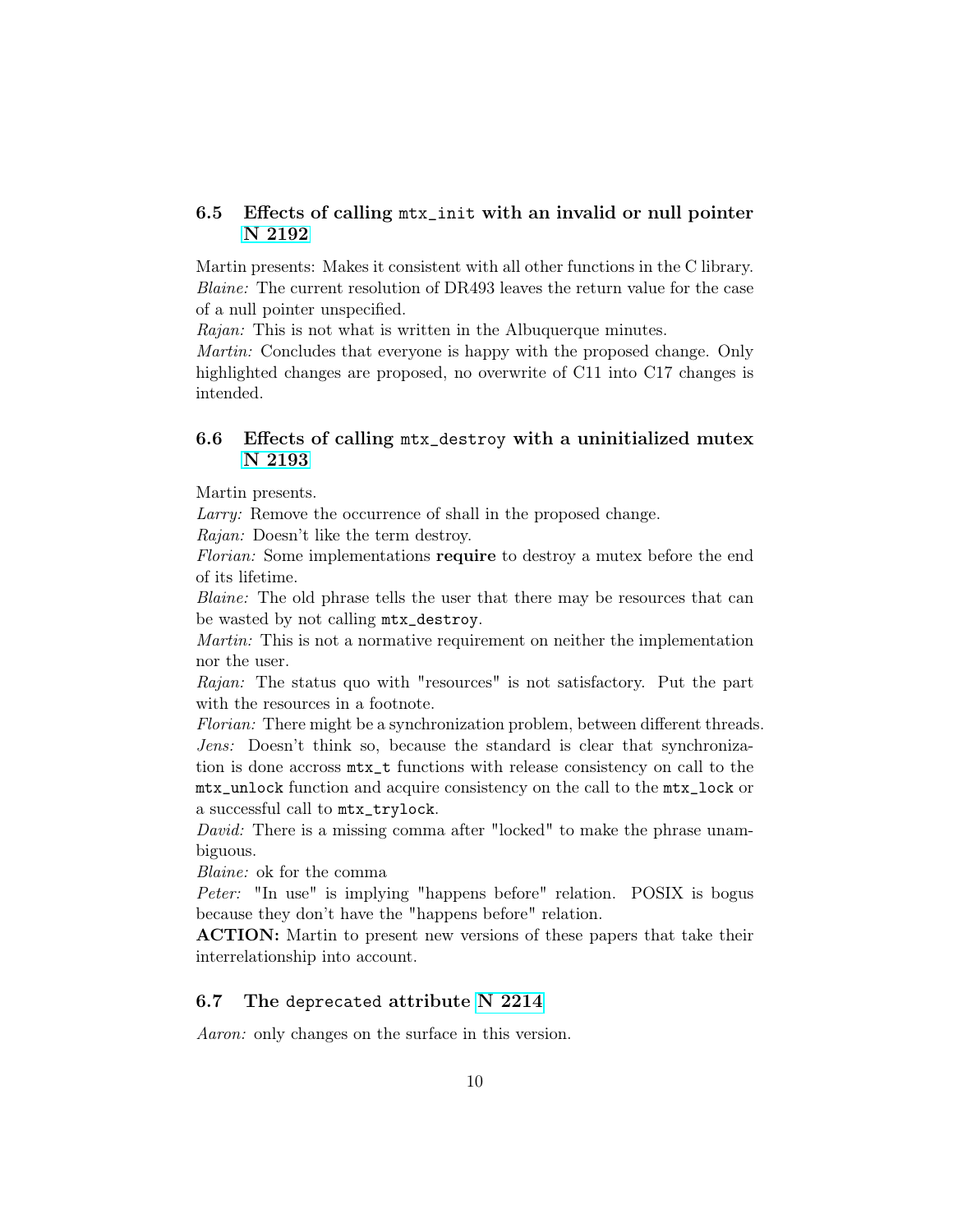### 6.5 Effects of calling `mtx_init` with an invalid or null pointer N 2192

Martin presents: Makes it consistent with all other functions in the C library.
*Blaine:* The current resolution of DR493 leaves the return value for the case of a null pointer unspecified.
*Rajan:* This is not what is written in the Albuquerque minutes.
*Martin:* Concludes that everyone is happy with the proposed change. Only highlighted changes are proposed, no overwrite of C11 into C17 changes is intended.

### 6.6 Effects of calling `mtx_destroy` with a uninitialized mutex N 2193

Martin presents.
*Larry:* Remove the occurrence of shall in the proposed change.
*Rajan:* Doesn't like the term destroy.
*Florian:* Some implementations **require** to destroy a mutex before the end of its lifetime.
*Blaine:* The old phrase tells the user that there may be resources that can be wasted by not calling `mtx_destroy`.
*Martin:* This is not a normative requirement on neither the implementation nor the user.
*Rajan:* The status quo with "resources" is not satisfactory. Put the part with the resources in a footnote.
*Florian:* There might be a synchronization problem, between different threads.
*Jens:* Doesn't think so, because the standard is clear that synchronization is done accross `mtx_t` functions with release consistency on call to the `mtx_unlock` function and acquire consistency on the call to the `mtx_lock` or a successful call to `mtx_trylock`.
*David:* There is a missing comma after "locked" to make the phrase unambiguous.
*Blaine:* ok for the comma
*Peter:* "In use" is implying "happens before" relation. POSIX is bogus because they don't have the "happens before" relation.
**ACTION:** Martin to present new versions of these papers that take their interrelationship into account.

### 6.7 The `deprecated` attribute N 2214

*Aaron:* only changes on the surface in this version.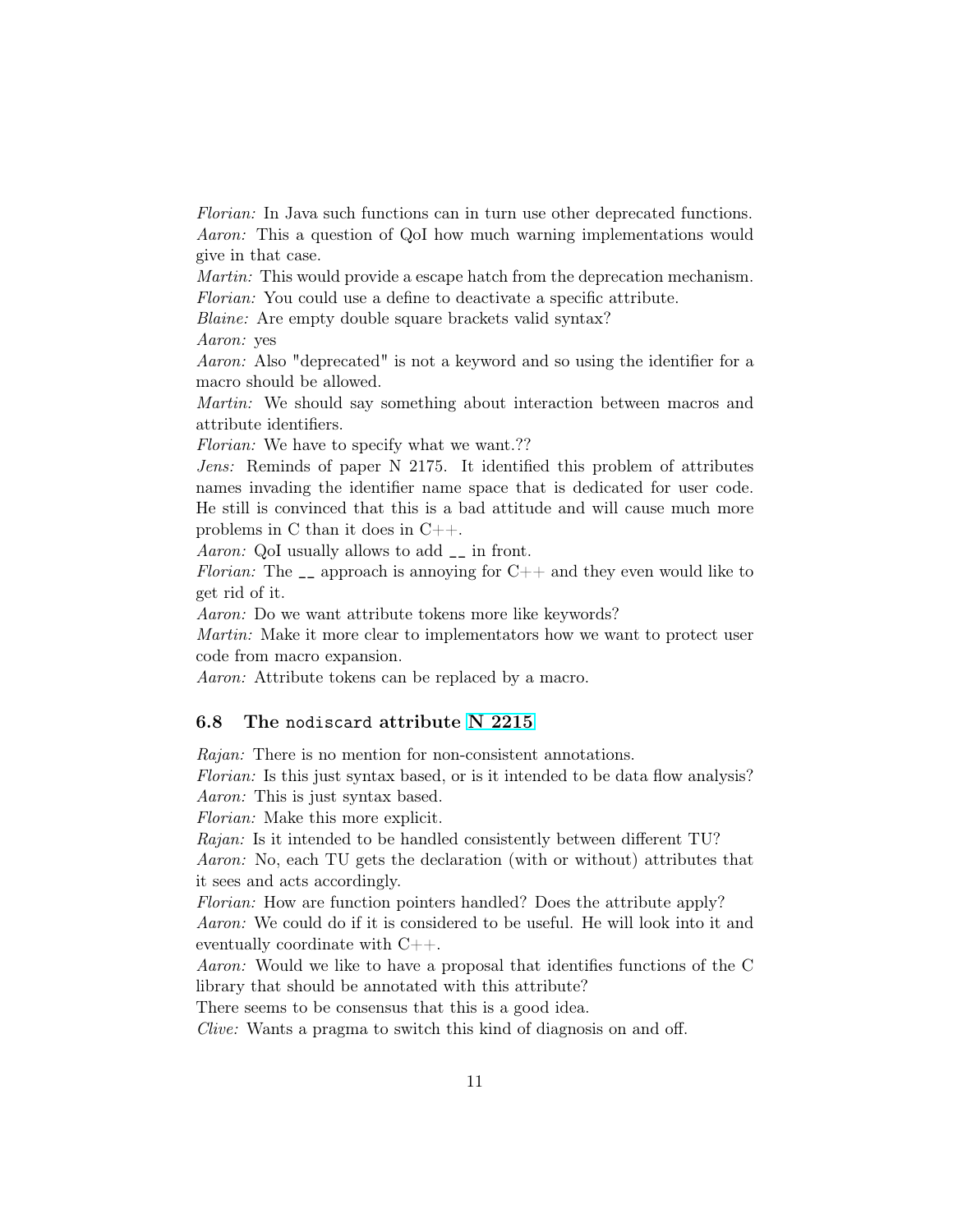*Florian:* In Java such functions can in turn use other deprecated functions.
*Aaron:* This a question of QoI how much warning implementations would give in that case.
*Martin:* This would provide a escape hatch from the deprecation mechanism.
*Florian:* You could use a define to deactivate a specific attribute.
*Blaine:* Are empty double square brackets valid syntax?
*Aaron:* yes
*Aaron:* Also "deprecated" is not a keyword and so using the identifier for a macro should be allowed.
*Martin:* We should say something about interaction between macros and attribute identifiers.
*Florian:* We have to specify what we want.??
*Jens:* Reminds of paper N 2175. It identified this problem of attributes names invading the identifier name space that is dedicated for user code. He still is convinced that this is a bad attitude and will cause much more problems in C than it does in C++.
*Aaron:* QoI usually allows to add __ in front.
*Florian:* The __ approach is annoying for C++ and they even would like to get rid of it.
*Aaron:* Do we want attribute tokens more like keywords?
*Martin:* Make it more clear to implementators how we want to protect user code from macro expansion.
*Aaron:* Attribute tokens can be replaced by a macro.

### 6.8 The `nodiscard` attribute N 2215

*Rajan:* There is no mention for non-consistent annotations.
*Florian:* Is this just syntax based, or is it intended to be data flow analysis?
*Aaron:* This is just syntax based.
*Florian:* Make this more explicit.
*Rajan:* Is it intended to be handled consistently between different TU?
*Aaron:* No, each TU gets the declaration (with or without) attributes that it sees and acts accordingly.
*Florian:* How are function pointers handled? Does the attribute apply?
*Aaron:* We could do if it is considered to be useful. He will look into it and eventually coordinate with C++.
*Aaron:* Would we like to have a proposal that identifies functions of the C library that should be annotated with this attribute?
There seems to be consensus that this is a good idea.
*Clive:* Wants a pragma to switch this kind of diagnosis on and off.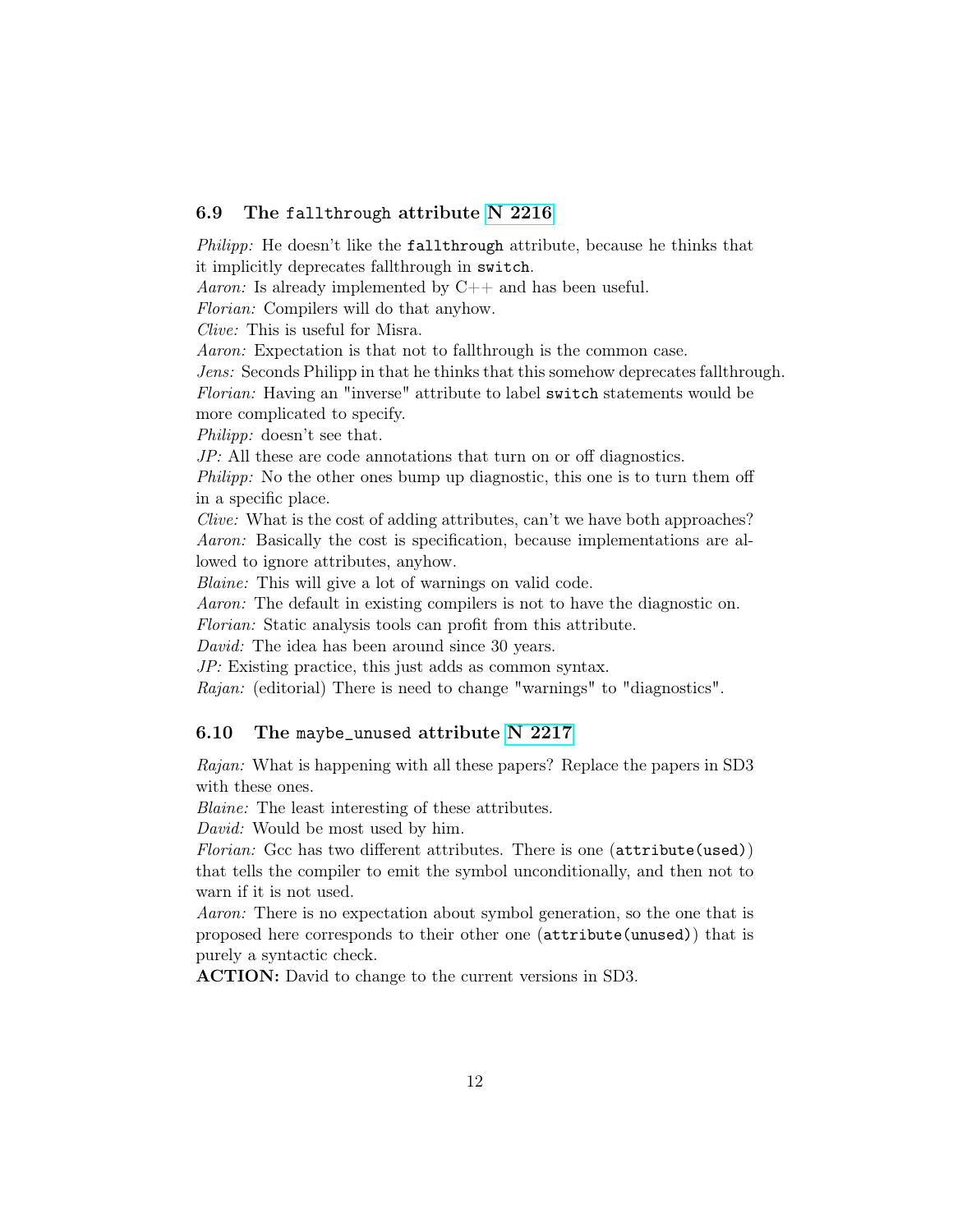### 6.9 The `fallthrough` attribute N 2216

*Philipp:* He doesn't like the `fallthrough` attribute, because he thinks that it implicitly deprecates fallthrough in `switch`.
*Aaron:* Is already implemented by C++ and has been useful.
*Florian:* Compilers will do that anyhow.
*Clive:* This is useful for Misra.
*Aaron:* Expectation is that not to fallthrough is the common case.
*Jens:* Seconds Philipp in that he thinks that this somehow deprecates fallthrough.
*Florian:* Having an "inverse" attribute to label `switch` statements would be more complicated to specify.
*Philipp:* doesn't see that.
*JP:* All these are code annotations that turn on or off diagnostics.
*Philipp:* No the other ones bump up diagnostic, this one is to turn them off in a specific place.
*Clive:* What is the cost of adding attributes, can't we have both approaches?
*Aaron:* Basically the cost is specification, because implementations are allowed to ignore attributes, anyhow.
*Blaine:* This will give a lot of warnings on valid code.
*Aaron:* The default in existing compilers is not to have the diagnostic on.
*Florian:* Static analysis tools can profit from this attribute.
*David:* The idea has been around since 30 years.
*JP:* Existing practice, this just adds as common syntax.
*Rajan:* (editorial) There is need to change "warnings" to "diagnostics".

### 6.10 The `maybe_unused` attribute N 2217

*Rajan:* What is happening with all these papers? Replace the papers in SD3 with these ones.
*Blaine:* The least interesting of these attributes.
*David:* Would be most used by him.
*Florian:* Gcc has two different attributes. There is one (`attribute(used)`) that tells the compiler to emit the symbol unconditionally, and then not to warn if it is not used.
*Aaron:* There is no expectation about symbol generation, so the one that is proposed here corresponds to their other one (`attribute(unused)`) that is purely a syntactic check.
**ACTION:** David to change to the current versions in SD3.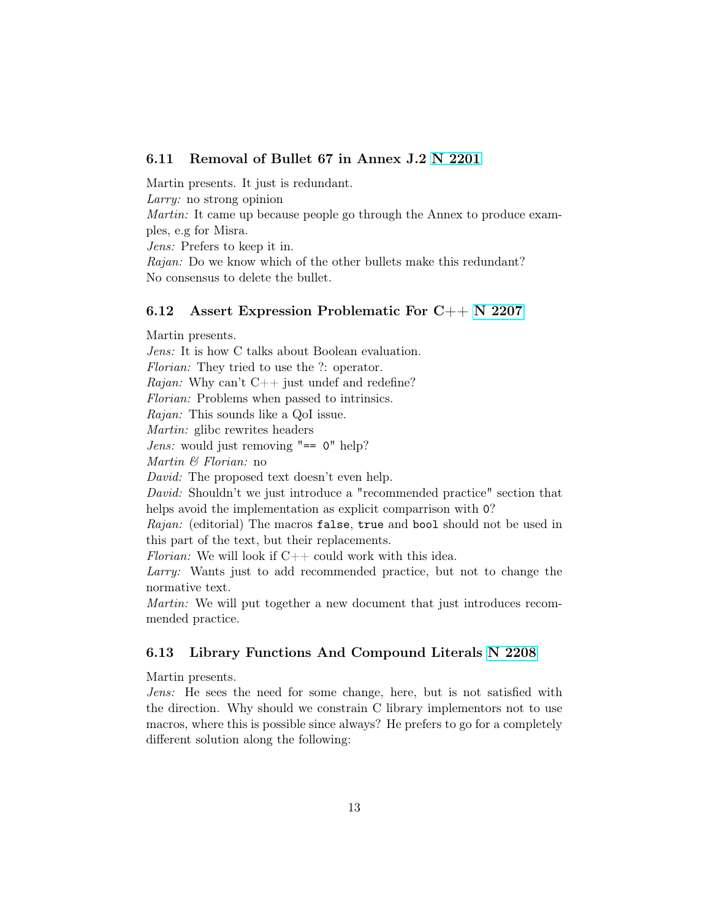### 6.11 Removal of Bullet 67 in Annex J.2 N 2201

Martin presents. It just is redundant.
*Larry:* no strong opinion
*Martin:* It came up because people go through the Annex to produce examples, e.g for Misra.
*Jens:* Prefers to keep it in.
*Rajan:* Do we know which of the other bullets make this redundant?
No consensus to delete the bullet.

### 6.12 Assert Expression Problematic For C++ N 2207

Martin presents.
*Jens:* It is how C talks about Boolean evaluation.
*Florian:* They tried to use the ?: operator.
*Rajan:* Why can't C++ just undef and redefine?
*Florian:* Problems when passed to intrinsics.
*Rajan:* This sounds like a QoI issue.
*Martin:* glibc rewrites headers
*Jens:* would just removing "`== 0`" help?
*Martin & Florian:* no
*David:* The proposed text doesn't even help.
*David:* Shouldn't we just introduce a "recommended practice" section that helps avoid the implementation as explicit comparrison with `0`?
*Rajan:* (editorial) The macros `false`, `true` and `bool` should not be used in this part of the text, but their replacements.
*Florian:* We will look if C++ could work with this idea.
*Larry:* Wants just to add recommended practice, but not to change the normative text.
*Martin:* We will put together a new document that just introduces recommended practice.

### 6.13 Library Functions And Compound Literals N 2208

Martin presents.
*Jens:* He sees the need for some change, here, but is not satisfied with the direction. Why should we constrain C library implementors not to use macros, where this is possible since always? He prefers to go for a completely different solution along the following: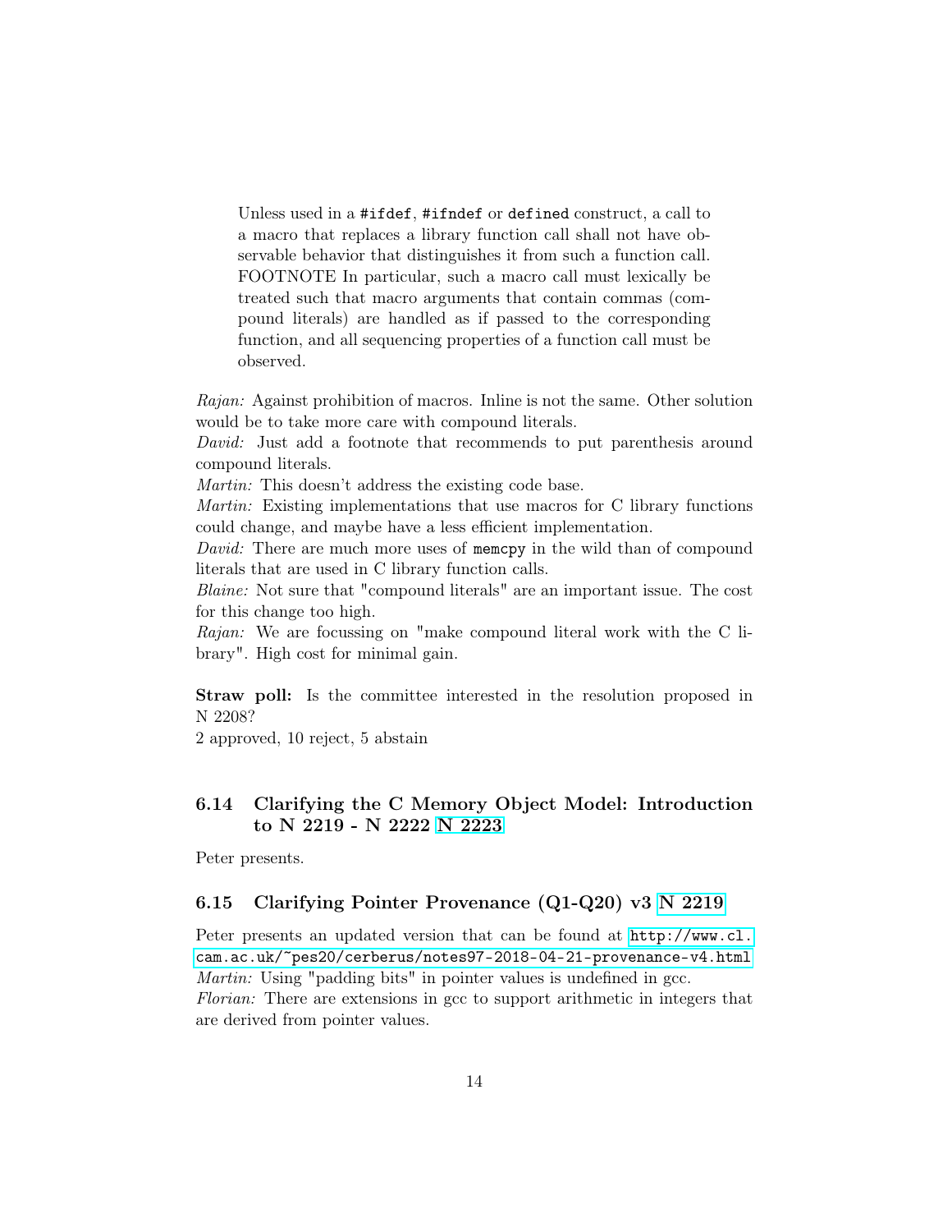> Unless used in a `#ifdef`, `#ifndef` or `defined` construct, a call to a macro that replaces a library function call shall not have observable behavior that distinguishes it from such a function call. FOOTNOTE In particular, such a macro call must lexically be treated such that macro arguments that contain commas (compound literals) are handled as if passed to the corresponding function, and all sequencing properties of a function call must be observed.

*Rajan:* Against prohibition of macros. Inline is not the same. Other solution would be to take more care with compound literals.
*David:* Just add a footnote that recommends to put parenthesis around compound literals.
*Martin:* This doesn't address the existing code base.
*Martin:* Existing implementations that use macros for C library functions could change, and maybe have a less efficient implementation.
*David:* There are much more uses of `memcpy` in the wild than of compound literals that are used in C library function calls.
*Blaine:* Not sure that "compound literals" are an important issue. The cost for this change too high.
*Rajan:* We are focussing on "make compound literal work with the C library". High cost for minimal gain.

**Straw poll:** Is the committee interested in the resolution proposed in N 2208?
2 approved, 10 reject, 5 abstain

### 6.14 Clarifying the C Memory Object Model: Introduction to N 2219 - N 2222 N 2223

Peter presents.

### 6.15 Clarifying Pointer Provenance (Q1-Q20) v3 N 2219

Peter presents an updated version that can be found at http://www.cl.cam.ac.uk/~pes20/cerberus/notes97-2018-04-21-provenance-v4.html
*Martin:* Using "padding bits" in pointer values is undefined in gcc.
*Florian:* There are extensions in gcc to support arithmetic in integers that are derived from pointer values.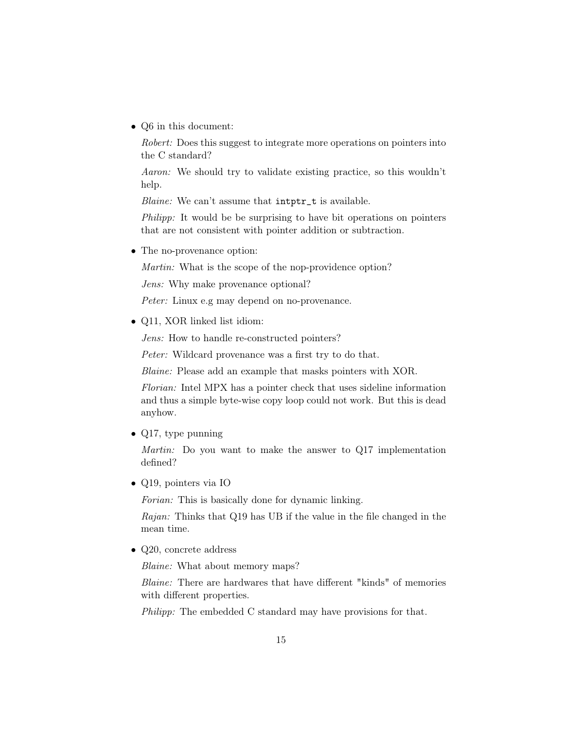- Q6 in this document:

  *Robert:* Does this suggest to integrate more operations on pointers into the C standard?

  *Aaron:* We should try to validate existing practice, so this wouldn't help.

  *Blaine:* We can't assume that `intptr_t` is available.

  *Philipp:* It would be be surprising to have bit operations on pointers that are not consistent with pointer addition or subtraction.

- The no-provenance option:

  *Martin:* What is the scope of the nop-providence option?

  *Jens:* Why make provenance optional?

  *Peter:* Linux e.g may depend on no-provenance.

- Q11, XOR linked list idiom:

  *Jens:* How to handle re-constructed pointers?

  *Peter:* Wildcard provenance was a first try to do that.

  *Blaine:* Please add an example that masks pointers with XOR.

  *Florian:* Intel MPX has a pointer check that uses sideline information and thus a simple byte-wise copy loop could not work. But this is dead anyhow.

- Q17, type punning

  *Martin:* Do you want to make the answer to Q17 implementation defined?

- Q19, pointers via IO

  *Forian:* This is basically done for dynamic linking.

  *Rajan:* Thinks that Q19 has UB if the value in the file changed in the mean time.

- Q20, concrete address

  *Blaine:* What about memory maps?

  *Blaine:* There are hardwares that have different "kinds" of memories with different properties.

  *Philipp:* The embedded C standard may have provisions for that.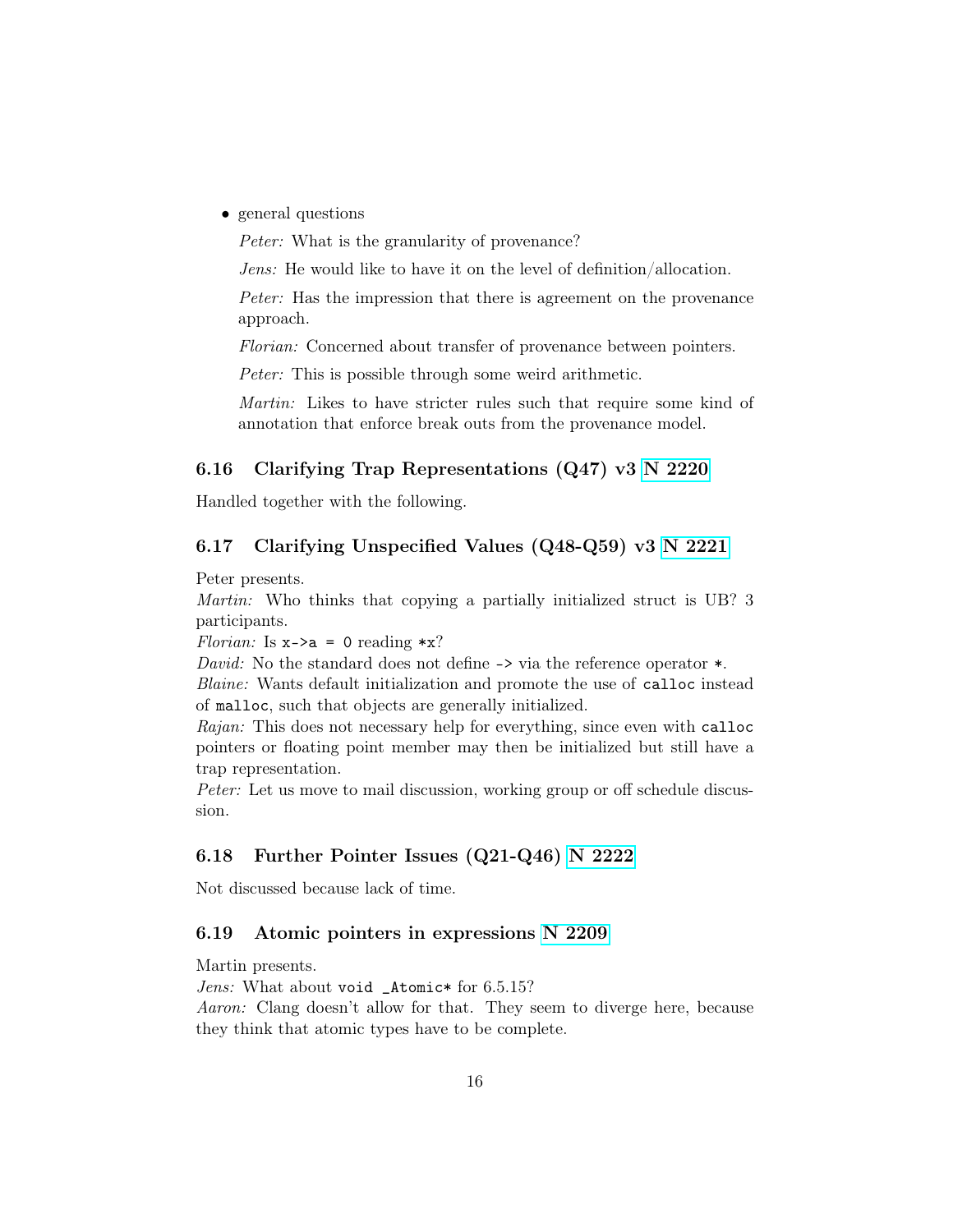- general questions

  *Peter:* What is the granularity of provenance?

  *Jens:* He would like to have it on the level of definition/allocation.

  *Peter:* Has the impression that there is agreement on the provenance approach.

  *Florian:* Concerned about transfer of provenance between pointers.

  *Peter:* This is possible through some weird arithmetic.

  *Martin:* Likes to have stricter rules such that require some kind of annotation that enforce break outs from the provenance model.

### 6.16 Clarifying Trap Representations (Q47) v3 N 2220

Handled together with the following.

### 6.17 Clarifying Unspecified Values (Q48-Q59) v3 N 2221

Peter presents.
*Martin:* Who thinks that copying a partially initialized struct is UB? 3 participants.
*Florian:* Is `x->a = 0` reading `*x`?
*David:* No the standard does not define `->` via the reference operator `*`.
*Blaine:* Wants default initialization and promote the use of `calloc` instead of `malloc`, such that objects are generally initialized.
*Rajan:* This does not necessary help for everything, since even with `calloc` pointers or floating point member may then be initialized but still have a trap representation.
*Peter:* Let us move to mail discussion, working group or off schedule discussion.

### 6.18 Further Pointer Issues (Q21-Q46) N 2222

Not discussed because lack of time.

### 6.19 Atomic pointers in expressions N 2209

Martin presents.
*Jens:* What about `void _Atomic*` for 6.5.15?
*Aaron:* Clang doesn't allow for that. They seem to diverge here, because they think that atomic types have to be complete.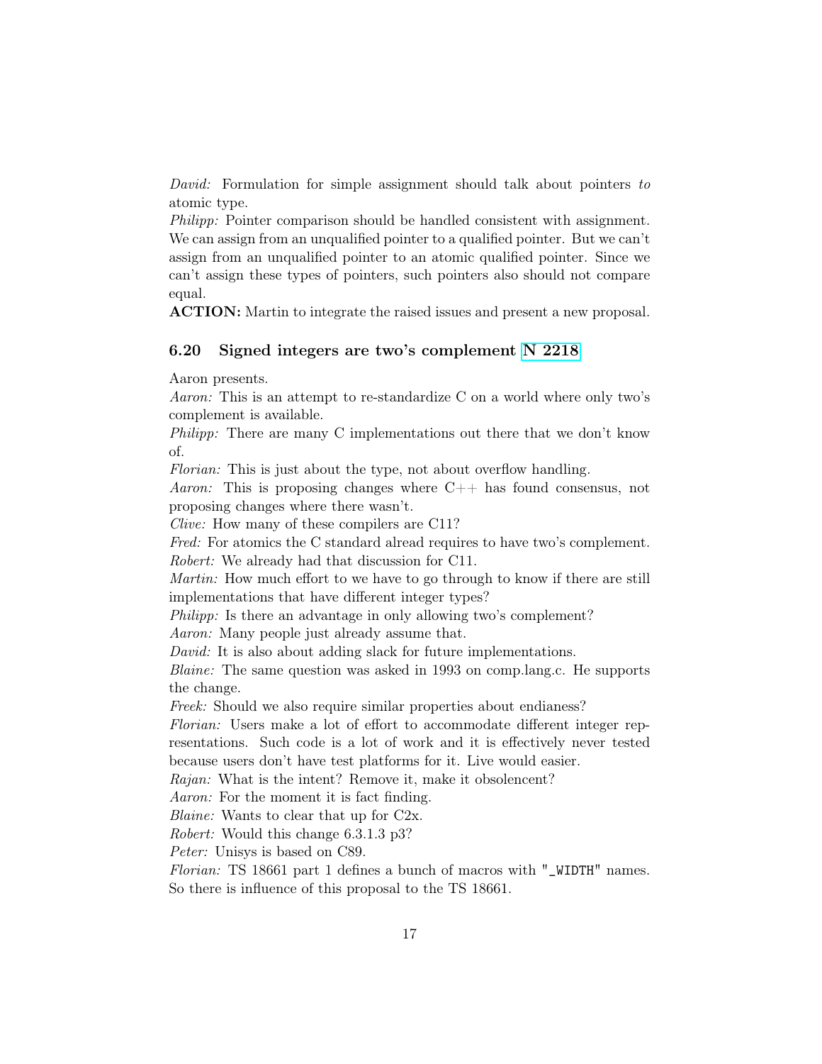*David:* Formulation for simple assignment should talk about pointers *to* atomic type.
*Philipp:* Pointer comparison should be handled consistent with assignment. We can assign from an unqualified pointer to a qualified pointer. But we can't assign from an unqualified pointer to an atomic qualified pointer. Since we can't assign these types of pointers, such pointers also should not compare equal.
**ACTION:** Martin to integrate the raised issues and present a new proposal.

### 6.20 Signed integers are two's complement N 2218

Aaron presents.
*Aaron:* This is an attempt to re-standardize C on a world where only two's complement is available.
*Philipp:* There are many C implementations out there that we don't know of.
*Florian:* This is just about the type, not about overflow handling.
*Aaron:* This is proposing changes where C++ has found consensus, not proposing changes where there wasn't.
*Clive:* How many of these compilers are C11?
*Fred:* For atomics the C standard alread requires to have two's complement.
*Robert:* We already had that discussion for C11.
*Martin:* How much effort to we have to go through to know if there are still implementations that have different integer types?
*Philipp:* Is there an advantage in only allowing two's complement?
*Aaron:* Many people just already assume that.
*David:* It is also about adding slack for future implementations.
*Blaine:* The same question was asked in 1993 on comp.lang.c. He supports the change.
*Freek:* Should we also require similar properties about endianess?
*Florian:* Users make a lot of effort to accommodate different integer representations. Such code is a lot of work and it is effectively never tested because users don't have test platforms for it. Live would easier.
*Rajan:* What is the intent? Remove it, make it obsolencent?
*Aaron:* For the moment it is fact finding.
*Blaine:* Wants to clear that up for C2x.
*Robert:* Would this change 6.3.1.3 p3?
*Peter:* Unisys is based on C89.
*Florian:* TS 18661 part 1 defines a bunch of macros with "_WIDTH" names. So there is influence of this proposal to the TS 18661.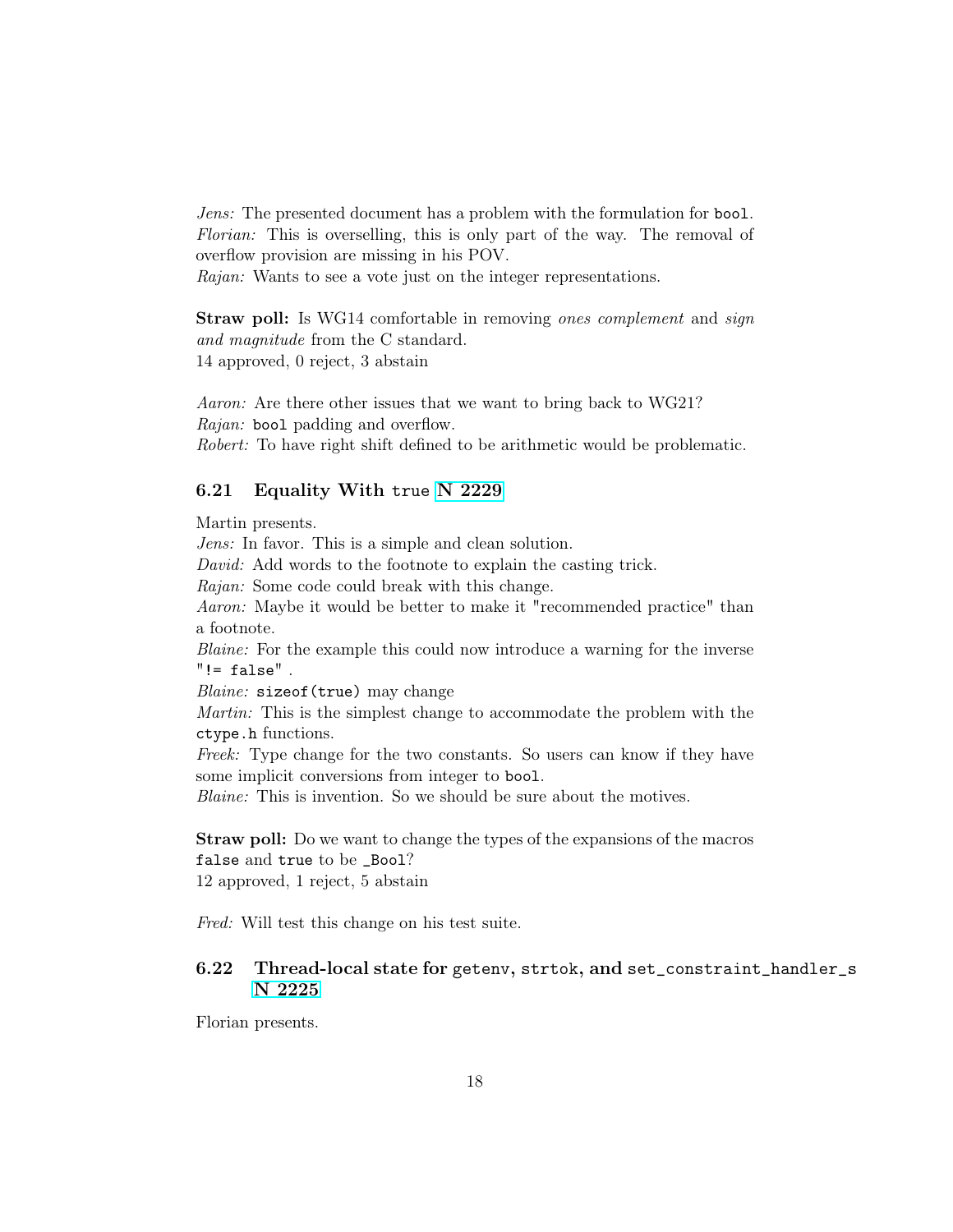*Jens:* The presented document has a problem with the formulation for `bool`.
*Florian:* This is overselling, this is only part of the way. The removal of overflow provision are missing in his POV.
*Rajan:* Wants to see a vote just on the integer representations.

**Straw poll:** Is WG14 comfortable in removing *ones complement* and *sign and magnitude* from the C standard.
14 approved, 0 reject, 3 abstain

*Aaron:* Are there other issues that we want to bring back to WG21?
*Rajan:* `bool` padding and overflow.
*Robert:* To have right shift defined to be arithmetic would be problematic.

### 6.21 Equality With `true` N 2229

Martin presents.
*Jens:* In favor. This is a simple and clean solution.
*David:* Add words to the footnote to explain the casting trick.
*Rajan:* Some code could break with this change.
*Aaron:* Maybe it would be better to make it "recommended practice" than a footnote.
*Blaine:* For the example this could now introduce a warning for the inverse `"!= false"` .
*Blaine:* `sizeof(true)` may change
*Martin:* This is the simplest change to accommodate the problem with the `ctype.h` functions.
*Freek:* Type change for the two constants. So users can know if they have some implicit conversions from integer to `bool`.
*Blaine:* This is invention. So we should be sure about the motives.

**Straw poll:** Do we want to change the types of the expansions of the macros `false` and `true` to be `_Bool`?
12 approved, 1 reject, 5 abstain

*Fred:* Will test this change on his test suite.

### 6.22 Thread-local state for `getenv`, `strtok`, and `set_constraint_handler_s` N 2225

Florian presents.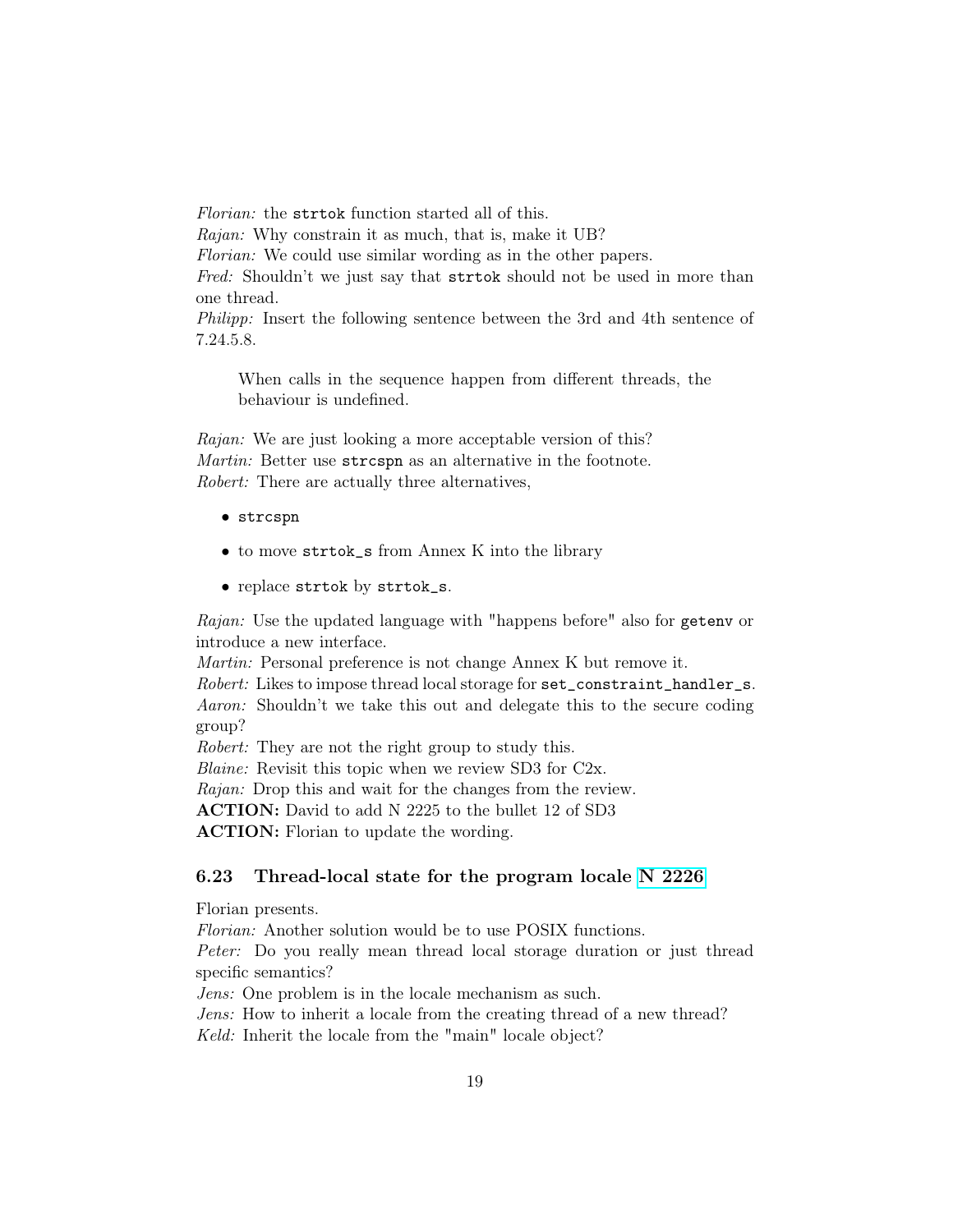*Florian:* the `strtok` function started all of this.
*Rajan:* Why constrain it as much, that is, make it UB?
*Florian:* We could use similar wording as in the other papers.
*Fred:* Shouldn't we just say that `strtok` should not be used in more than one thread.
*Philipp:* Insert the following sentence between the 3rd and 4th sentence of 7.24.5.8.

> When calls in the sequence happen from different threads, the behaviour is undefined.

*Rajan:* We are just looking a more acceptable version of this?
*Martin:* Better use `strcspn` as an alternative in the footnote.
*Robert:* There are actually three alternatives,

- `strcspn`
- to move `strtok_s` from Annex K into the library
- replace `strtok` by `strtok_s`.

*Rajan:* Use the updated language with "happens before" also for `getenv` or introduce a new interface.
*Martin:* Personal preference is not change Annex K but remove it.
*Robert:* Likes to impose thread local storage for `set_constraint_handler_s`.
*Aaron:* Shouldn't we take this out and delegate this to the secure coding group?
*Robert:* They are not the right group to study this.
*Blaine:* Revisit this topic when we review SD3 for C2x.
*Rajan:* Drop this and wait for the changes from the review.
**ACTION:** David to add N 2225 to the bullet 12 of SD3
**ACTION:** Florian to update the wording.

### 6.23 Thread-local state for the program locale N 2226

Florian presents.
*Florian:* Another solution would be to use POSIX functions.
*Peter:* Do you really mean thread local storage duration or just thread specific semantics?
*Jens:* One problem is in the locale mechanism as such.
*Jens:* How to inherit a locale from the creating thread of a new thread?
*Keld:* Inherit the locale from the "main" locale object?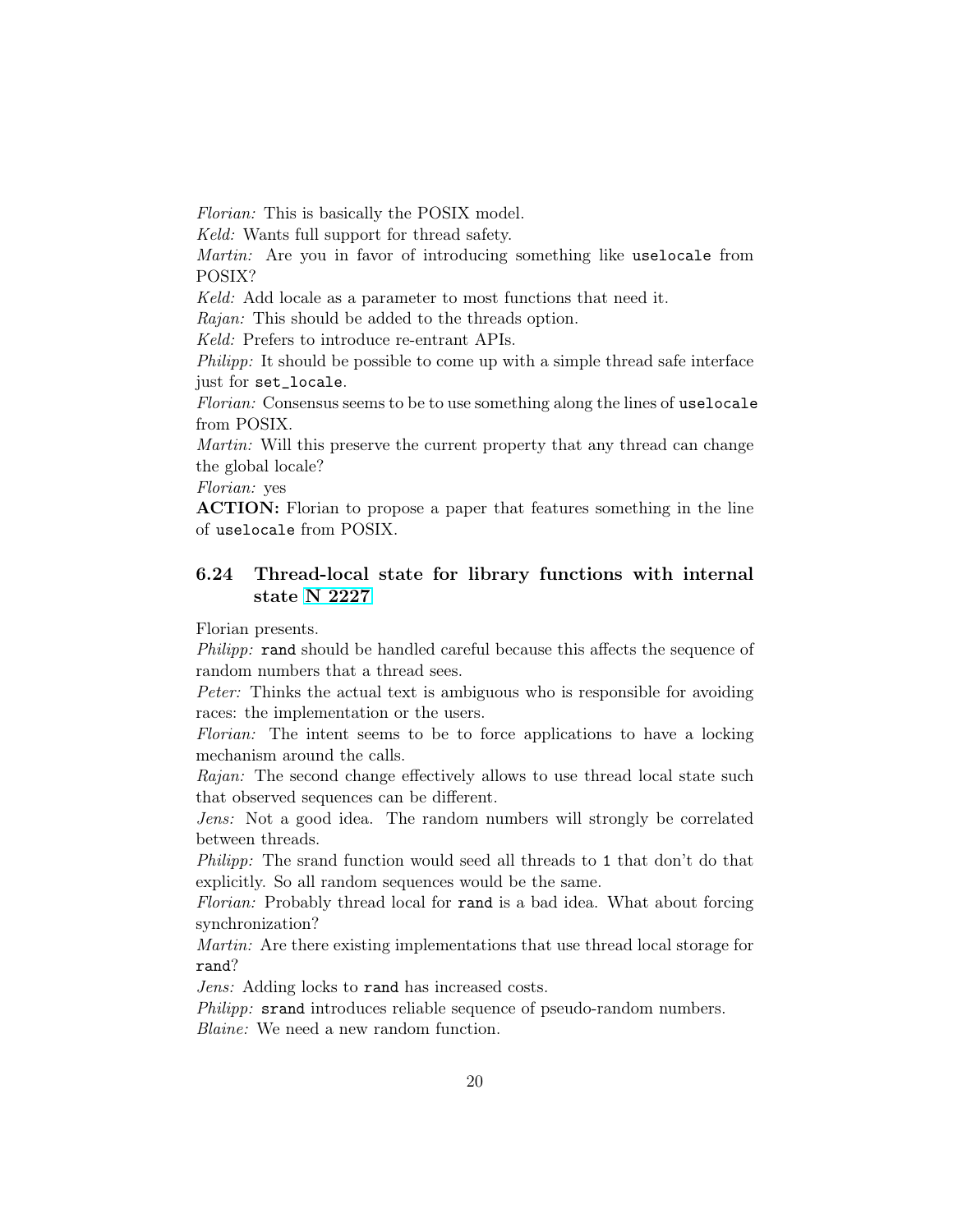*Florian:* This is basically the POSIX model.
*Keld:* Wants full support for thread safety.
*Martin:* Are you in favor of introducing something like `uselocale` from POSIX?
*Keld:* Add locale as a parameter to most functions that need it.
*Rajan:* This should be added to the threads option.
*Keld:* Prefers to introduce re-entrant APIs.
*Philipp:* It should be possible to come up with a simple thread safe interface just for `set_locale`.
*Florian:* Consensus seems to be to use something along the lines of `uselocale` from POSIX.
*Martin:* Will this preserve the current property that any thread can change the global locale?
*Florian:* yes
**ACTION:** Florian to propose a paper that features something in the line of `uselocale` from POSIX.

### 6.24 Thread-local state for library functions with internal state N 2227

Florian presents.
*Philipp:* `rand` should be handled careful because this affects the sequence of random numbers that a thread sees.
*Peter:* Thinks the actual text is ambiguous who is responsible for avoiding races: the implementation or the users.
*Florian:* The intent seems to be to force applications to have a locking mechanism around the calls.
*Rajan:* The second change effectively allows to use thread local state such that observed sequences can be different.
*Jens:* Not a good idea. The random numbers will strongly be correlated between threads.
*Philipp:* The srand function would seed all threads to `1` that don't do that explicitly. So all random sequences would be the same.
*Florian:* Probably thread local for `rand` is a bad idea. What about forcing synchronization?
*Martin:* Are there existing implementations that use thread local storage for `rand`?
*Jens:* Adding locks to `rand` has increased costs.
*Philipp:* `srand` introduces reliable sequence of pseudo-random numbers.
*Blaine:* We need a new random function.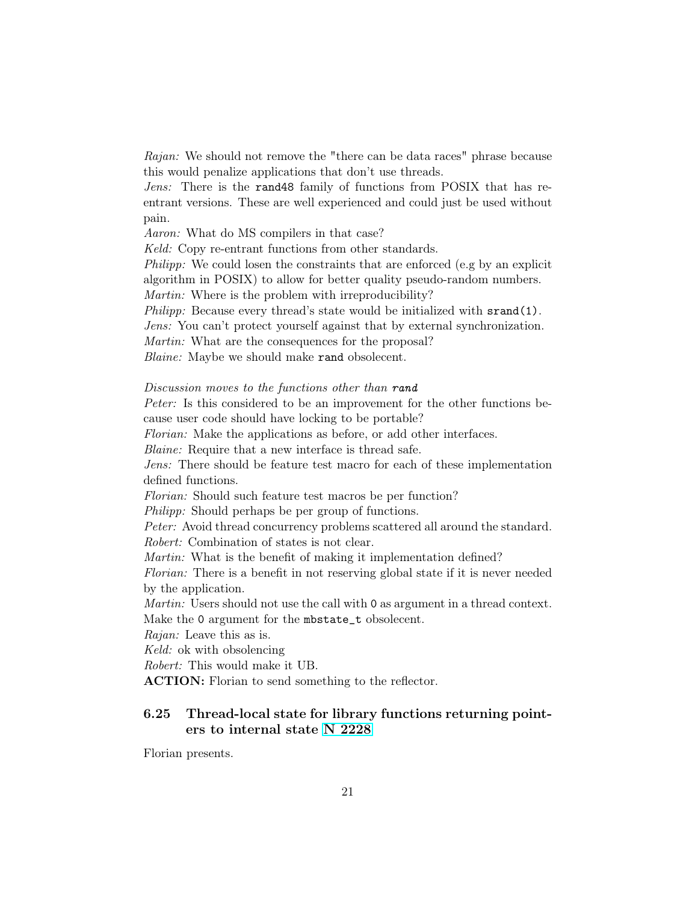*Rajan:* We should not remove the "there can be data races" phrase because this would penalize applications that don't use threads.
*Jens:* There is the `rand48` family of functions from POSIX that has re-entrant versions. These are well experienced and could just be used without pain.
*Aaron:* What do MS compilers in that case?
*Keld:* Copy re-entrant functions from other standards.
*Philipp:* We could losen the constraints that are enforced (e.g by an explicit algorithm in POSIX) to allow for better quality pseudo-random numbers.
*Martin:* Where is the problem with irreproducibility?
*Philipp:* Because every thread's state would be initialized with `srand(1)`.
*Jens:* You can't protect yourself against that by external synchronization.
*Martin:* What are the consequences for the proposal?
*Blaine:* Maybe we should make `rand` obsolecent.

*Discussion moves to the functions other than* `rand`
*Peter:* Is this considered to be an improvement for the other functions because user code should have locking to be portable?
*Florian:* Make the applications as before, or add other interfaces.
*Blaine:* Require that a new interface is thread safe.
*Jens:* There should be feature test macro for each of these implementation defined functions.
*Florian:* Should such feature test macros be per function?
*Philipp:* Should perhaps be per group of functions.
*Peter:* Avoid thread concurrency problems scattered all around the standard.
*Robert:* Combination of states is not clear.
*Martin:* What is the benefit of making it implementation defined?
*Florian:* There is a benefit in not reserving global state if it is never needed by the application.
*Martin:* Users should not use the call with `0` as argument in a thread context. Make the `0` argument for the `mbstate_t` obsolecent.
*Rajan:* Leave this as is.
*Keld:* ok with obsolencing
*Robert:* This would make it UB.
**ACTION:** Florian to send something to the reflector.

## 6.25 Thread-local state for library functions returning pointers to internal state N 2228

Florian presents.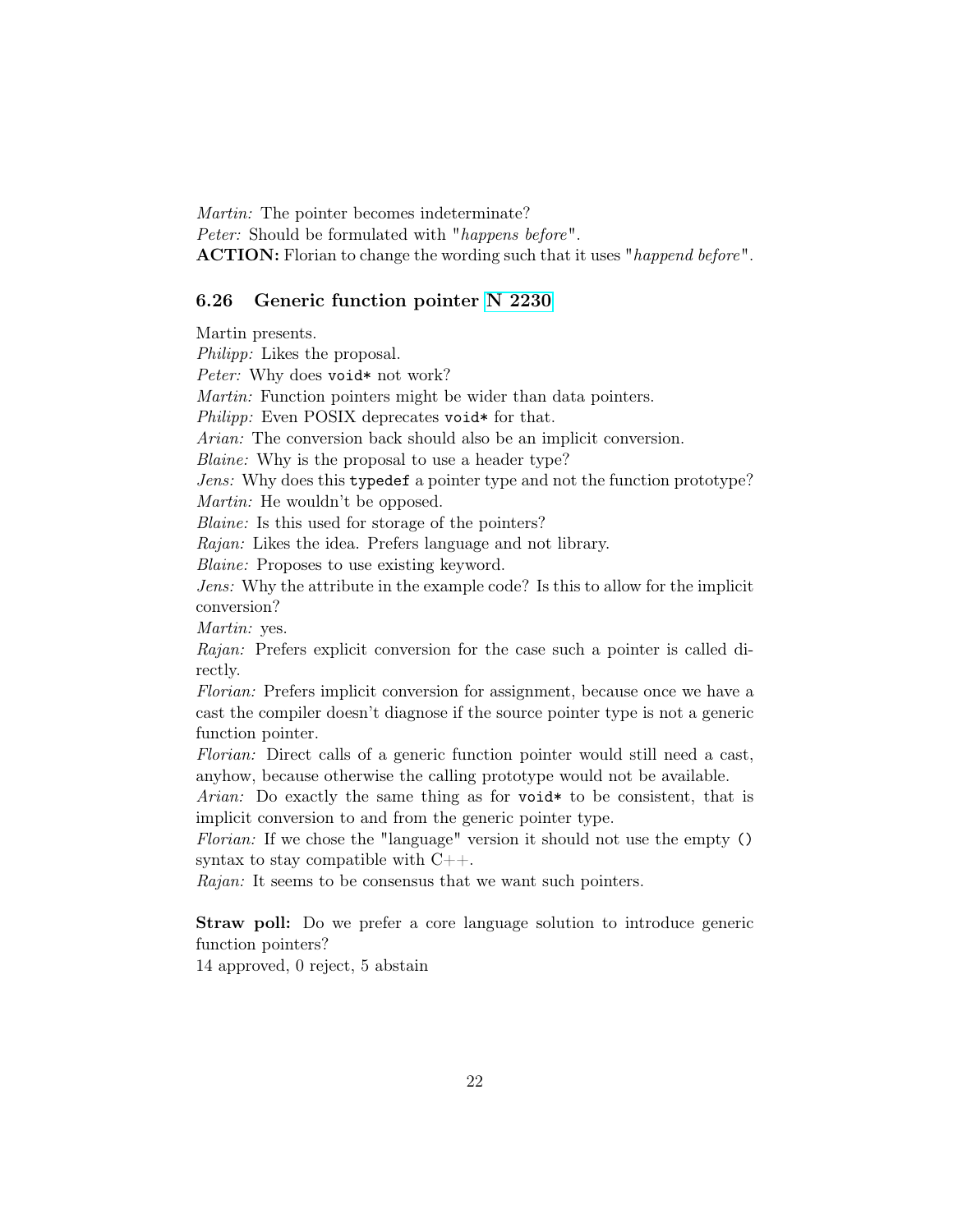*Martin:* The pointer becomes indeterminate?
*Peter:* Should be formulated with "*happens before*".
**ACTION:** Florian to change the wording such that it uses "*happend before*".

### 6.26 Generic function pointer N 2230

Martin presents.
*Philipp:* Likes the proposal.
*Peter:* Why does `void*` not work?
*Martin:* Function pointers might be wider than data pointers.
*Philipp:* Even POSIX deprecates `void*` for that.
*Arian:* The conversion back should also be an implicit conversion.
*Blaine:* Why is the proposal to use a header type?
*Jens:* Why does this `typedef` a pointer type and not the function prototype?
*Martin:* He wouldn't be opposed.
*Blaine:* Is this used for storage of the pointers?
*Rajan:* Likes the idea. Prefers language and not library.
*Blaine:* Proposes to use existing keyword.
*Jens:* Why the attribute in the example code? Is this to allow for the implicit conversion?
*Martin:* yes.
*Rajan:* Prefers explicit conversion for the case such a pointer is called directly.
*Florian:* Prefers implicit conversion for assignment, because once we have a cast the compiler doesn't diagnose if the source pointer type is not a generic function pointer.
*Florian:* Direct calls of a generic function pointer would still need a cast, anyhow, because otherwise the calling prototype would not be available.
*Arian:* Do exactly the same thing as for `void*` to be consistent, that is implicit conversion to and from the generic pointer type.
*Florian:* If we chose the "language" version it should not use the empty `()` syntax to stay compatible with C++.
*Rajan:* It seems to be consensus that we want such pointers.

**Straw poll:** Do we prefer a core language solution to introduce generic function pointers?
14 approved, 0 reject, 5 abstain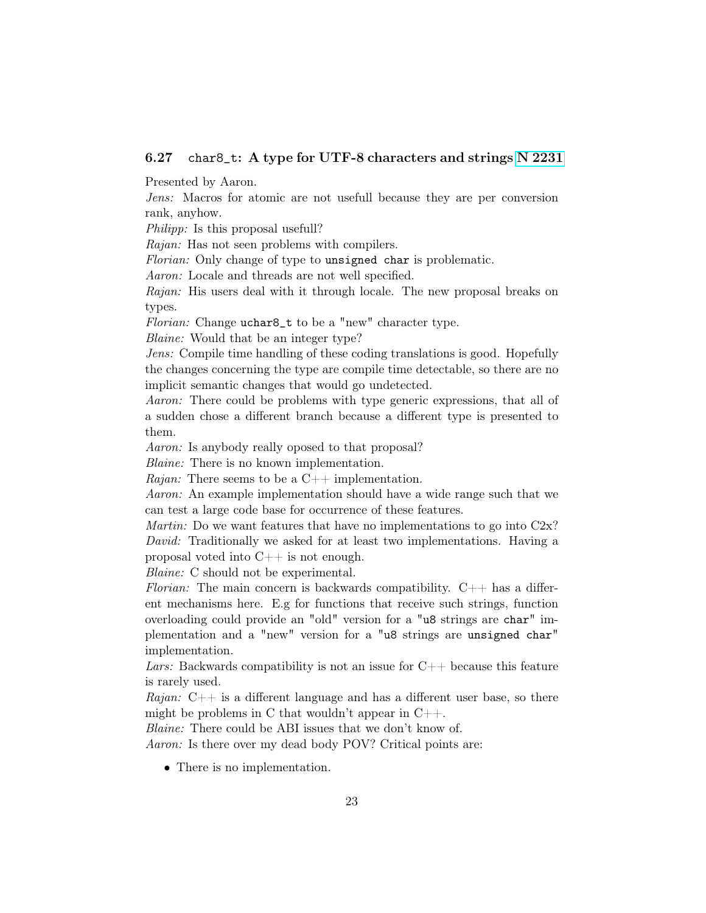### 6.27 `char8_t`: A type for UTF-8 characters and strings N 2231

Presented by Aaron.

*Jens:* Macros for atomic are not usefull because they are per conversion rank, anyhow.

*Philipp:* Is this proposal usefull?

*Rajan:* Has not seen problems with compilers.

*Florian:* Only change of type to `unsigned char` is problematic.

*Aaron:* Locale and threads are not well specified.

*Rajan:* His users deal with it through locale. The new proposal breaks on types.

*Florian:* Change `uchar8_t` to be a "new" character type.

*Blaine:* Would that be an integer type?

*Jens:* Compile time handling of these coding translations is good. Hopefully the changes concerning the type are compile time detectable, so there are no implicit semantic changes that would go undetected.

*Aaron:* There could be problems with type generic expressions, that all of a sudden chose a different branch because a different type is presented to them.

*Aaron:* Is anybody really oposed to that proposal?

*Blaine:* There is no known implementation.

*Rajan:* There seems to be a C++ implementation.

*Aaron:* An example implementation should have a wide range such that we can test a large code base for occurrence of these features.

*Martin:* Do we want features that have no implementations to go into C2x?

*David:* Traditionally we asked for at least two implementations. Having a proposal voted into C++ is not enough.

*Blaine:* C should not be experimental.

*Florian:* The main concern is backwards compatibility. C++ has a different mechanisms here. E.g for functions that receive such strings, function overloading could provide an "old" version for a "`u8` strings are `char`" implementation and a "new" version for a "`u8` strings are `unsigned char`" implementation.

*Lars:* Backwards compatibility is not an issue for C++ because this feature is rarely used.

*Rajan:* C++ is a different language and has a different user base, so there might be problems in C that wouldn't appear in C++.

*Blaine:* There could be ABI issues that we don't know of.

*Aaron:* Is there over my dead body POV? Critical points are:

- There is no implementation.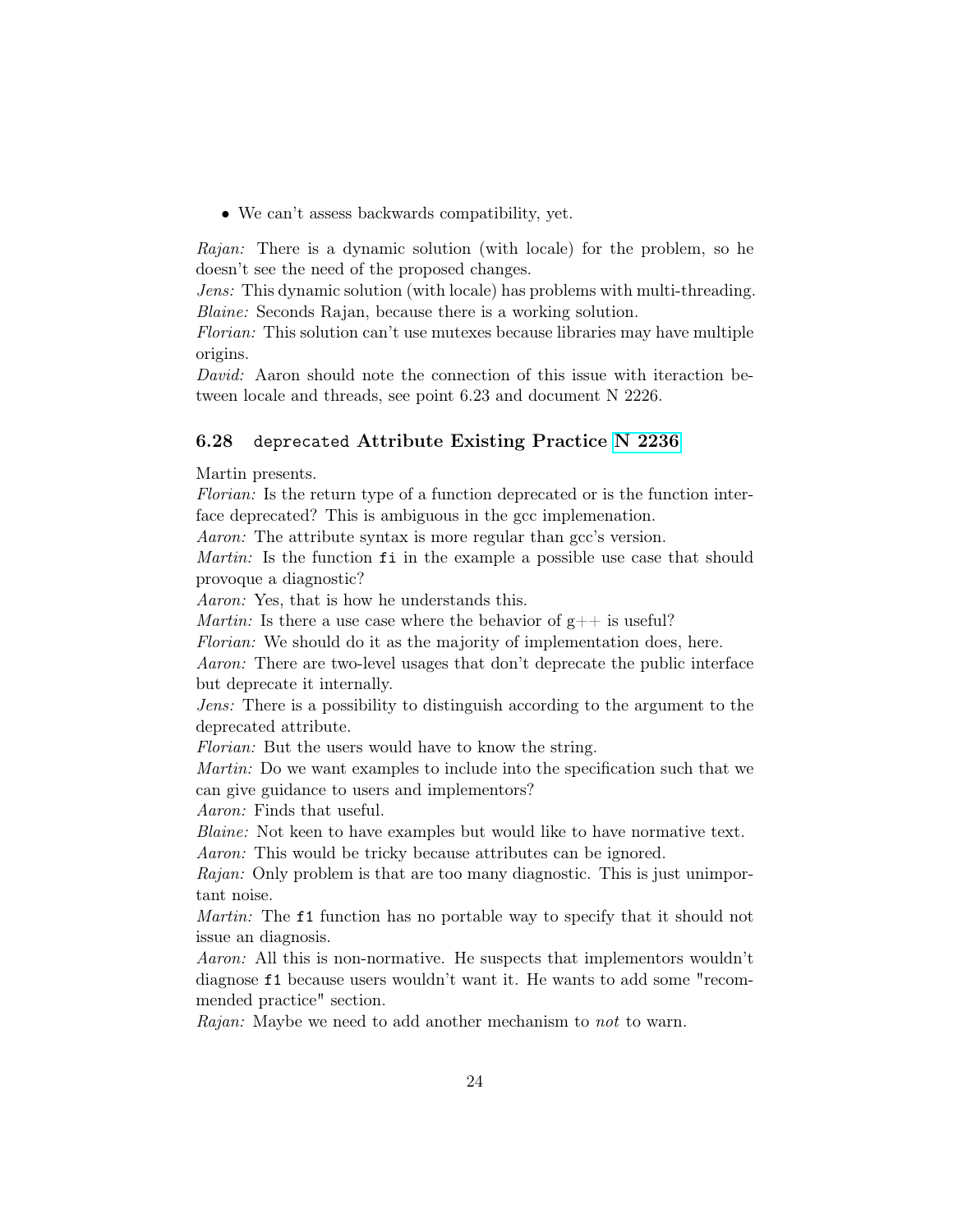- We can't assess backwards compatibility, yet.

*Rajan:* There is a dynamic solution (with locale) for the problem, so he doesn't see the need of the proposed changes.
*Jens:* This dynamic solution (with locale) has problems with multi-threading.
*Blaine:* Seconds Rajan, because there is a working solution.
*Florian:* This solution can't use mutexes because libraries may have multiple origins.
*David:* Aaron should note the connection of this issue with iteraction between locale and threads, see point 6.23 and document N 2226.

### 6.28 `deprecated` Attribute Existing Practice N 2236

Martin presents.
*Florian:* Is the return type of a function deprecated or is the function interface deprecated? This is ambiguous in the gcc implemenation.
*Aaron:* The attribute syntax is more regular than gcc's version.
*Martin:* Is the function `fi` in the example a possible use case that should provoque a diagnostic?
*Aaron:* Yes, that is how he understands this.
*Martin:* Is there a use case where the behavior of g++ is useful?
*Florian:* We should do it as the majority of implementation does, here.
*Aaron:* There are two-level usages that don't deprecate the public interface but deprecate it internally.
*Jens:* There is a possibility to distinguish according to the argument to the deprecated attribute.
*Florian:* But the users would have to know the string.
*Martin:* Do we want examples to include into the specification such that we can give guidance to users and implementors?
*Aaron:* Finds that useful.
*Blaine:* Not keen to have examples but would like to have normative text.
*Aaron:* This would be tricky because attributes can be ignored.
*Rajan:* Only problem is that are too many diagnostic. This is just unimportant noise.
*Martin:* The `f1` function has no portable way to specify that it should not issue an diagnosis.
*Aaron:* All this is non-normative. He suspects that implementors wouldn't diagnose `f1` because users wouldn't want it. He wants to add some "recommended practice" section.
*Rajan:* Maybe we need to add another mechanism to *not* to warn.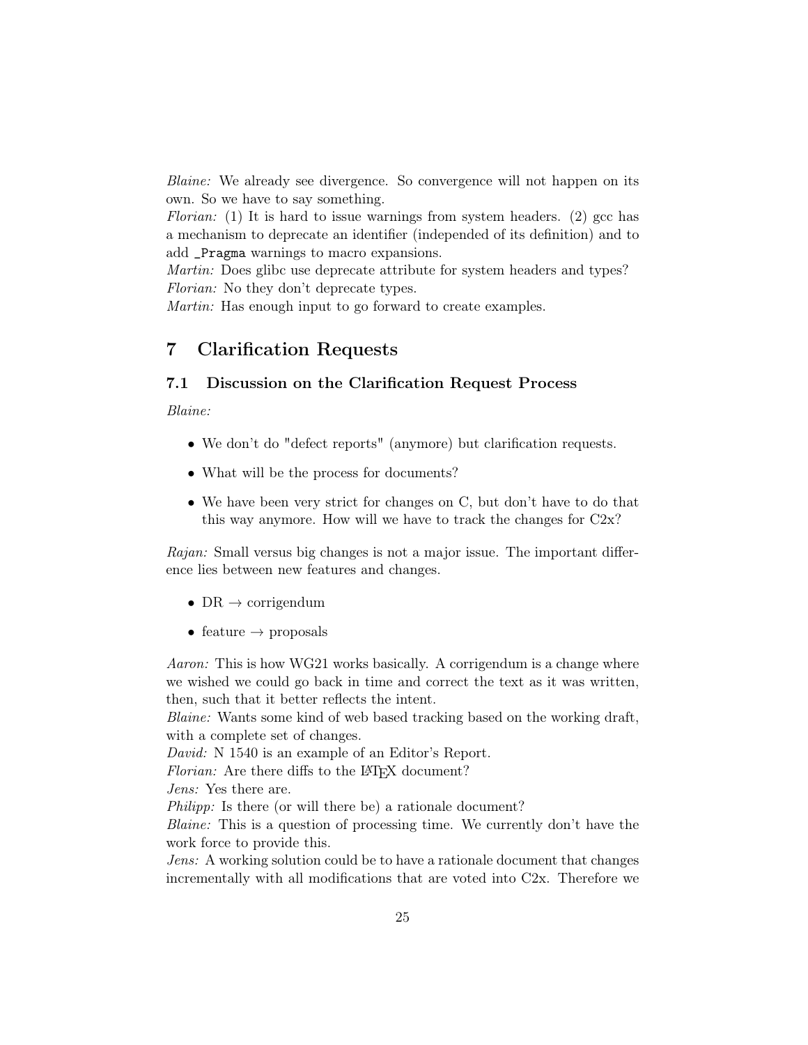*Blaine:* We already see divergence. So convergence will not happen on its own. So we have to say something.
*Florian:* (1) It is hard to issue warnings from system headers. (2) gcc has a mechanism to deprecate an identifier (independed of its definition) and to add `_Pragma` warnings to macro expansions.
*Martin:* Does glibc use deprecate attribute for system headers and types?
*Florian:* No they don't deprecate types.
*Martin:* Has enough input to go forward to create examples.

# 7 Clarification Requests

## 7.1 Discussion on the Clarification Request Process

*Blaine:*

- We don't do "defect reports" (anymore) but clarification requests.
- What will be the process for documents?
- We have been very strict for changes on C, but don't have to do that this way anymore. How will we have to track the changes for C2x?

*Rajan:* Small versus big changes is not a major issue. The important difference lies between new features and changes.

- DR → corrigendum
- feature → proposals

*Aaron:* This is how WG21 works basically. A corrigendum is a change where we wished we could go back in time and correct the text as it was written, then, such that it better reflects the intent.
*Blaine:* Wants some kind of web based tracking based on the working draft, with a complete set of changes.
*David:* N 1540 is an example of an Editor's Report.
*Florian:* Are there diffs to the LaTeX document?
*Jens:* Yes there are.
*Philipp:* Is there (or will there be) a rationale document?
*Blaine:* This is a question of processing time. We currently don't have the work force to provide this.
*Jens:* A working solution could be to have a rationale document that changes incrementally with all modifications that are voted into C2x. Therefore we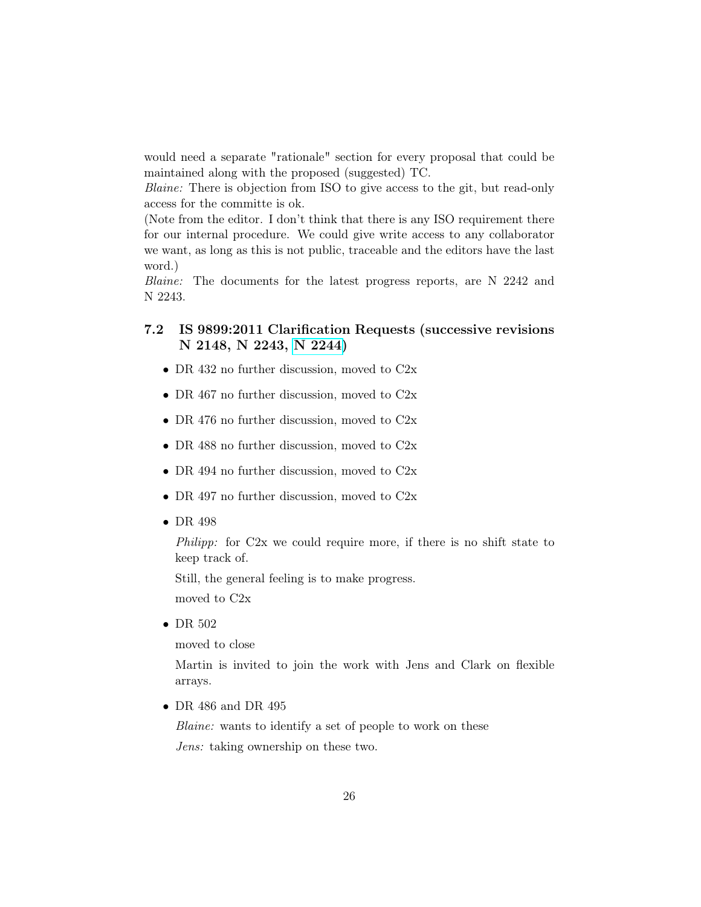would need a separate "rationale" section for every proposal that could be maintained along with the proposed (suggested) TC.

*Blaine:* There is objection from ISO to give access to the git, but read-only access for the committe is ok.

(Note from the editor. I don't think that there is any ISO requirement there for our internal procedure. We could give write access to any collaborator we want, as long as this is not public, traceable and the editors have the last word.)

*Blaine:* The documents for the latest progress reports, are N 2242 and N 2243.

### 7.2 IS 9899:2011 Clarification Requests (successive revisions N 2148, N 2243, N 2244)

- DR 432 no further discussion, moved to C2x
- DR 467 no further discussion, moved to C2x
- DR 476 no further discussion, moved to C2x
- DR 488 no further discussion, moved to C2x
- DR 494 no further discussion, moved to C2x
- DR 497 no further discussion, moved to C2x
- DR 498

  *Philipp:* for C2x we could require more, if there is no shift state to keep track of.

  Still, the general feeling is to make progress.

  moved to C2x

- DR 502

  moved to close

  Martin is invited to join the work with Jens and Clark on flexible arrays.

- DR 486 and DR 495

  *Blaine:* wants to identify a set of people to work on these

  *Jens:* taking ownership on these two.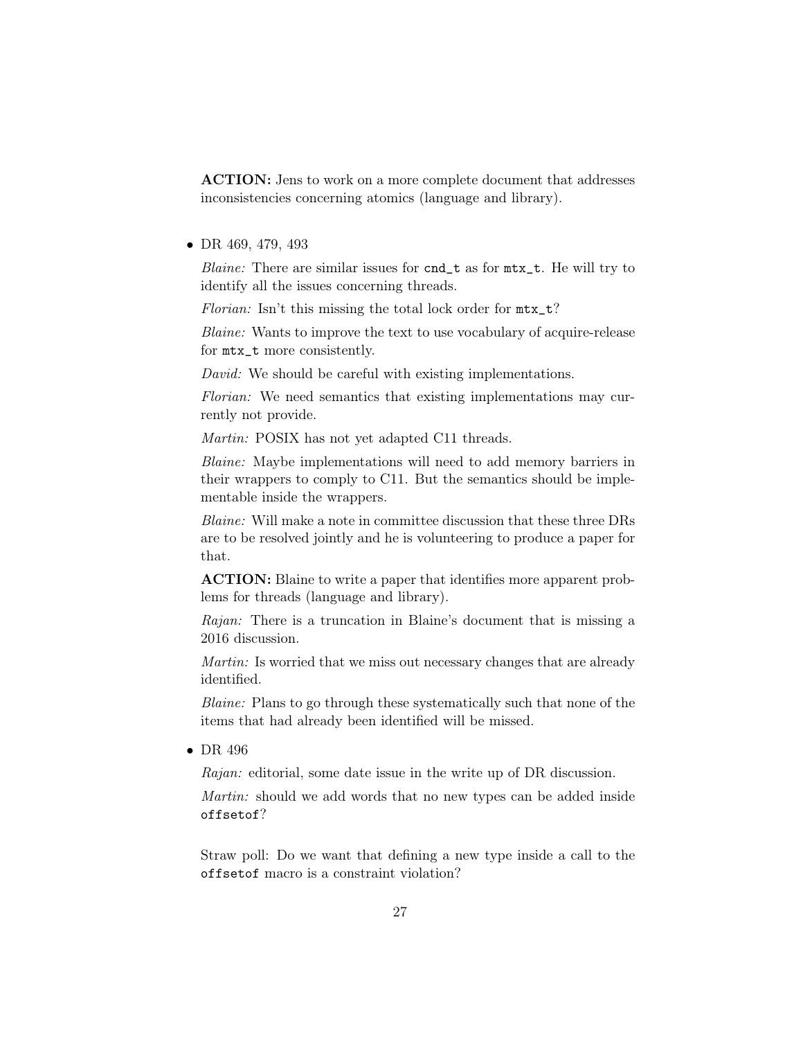**ACTION:** Jens to work on a more complete document that addresses inconsistencies concerning atomics (language and library).

- DR 469, 479, 493

  *Blaine:* There are similar issues for `cnd_t` as for `mtx_t`. He will try to identify all the issues concerning threads.

  *Florian:* Isn't this missing the total lock order for `mtx_t`?

  *Blaine:* Wants to improve the text to use vocabulary of acquire-release for `mtx_t` more consistently.

  *David:* We should be careful with existing implementations.

  *Florian:* We need semantics that existing implementations may currently not provide.

  *Martin:* POSIX has not yet adapted C11 threads.

  *Blaine:* Maybe implementations will need to add memory barriers in their wrappers to comply to C11. But the semantics should be implementable inside the wrappers.

  *Blaine:* Will make a note in committee discussion that these three DRs are to be resolved jointly and he is volunteering to produce a paper for that.

  **ACTION:** Blaine to write a paper that identifies more apparent problems for threads (language and library).

  *Rajan:* There is a truncation in Blaine's document that is missing a 2016 discussion.

  *Martin:* Is worried that we miss out necessary changes that are already identified.

  *Blaine:* Plans to go through these systematically such that none of the items that had already been identified will be missed.

- DR 496

  *Rajan:* editorial, some date issue in the write up of DR discussion.

  *Martin:* should we add words that no new types can be added inside `offsetof`?

  Straw poll: Do we want that defining a new type inside a call to the `offsetof` macro is a constraint violation?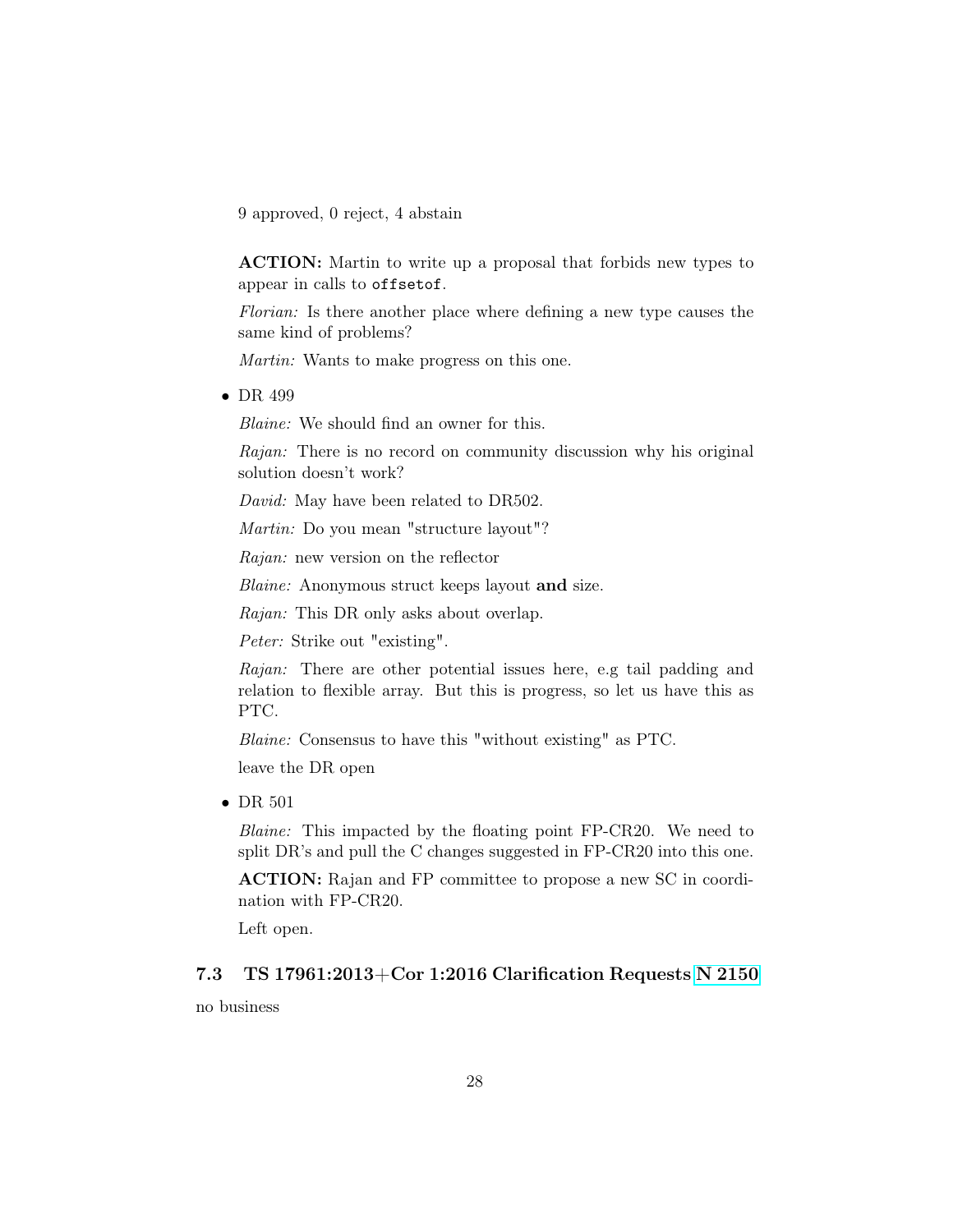9 approved, 0 reject, 4 abstain

**ACTION:** Martin to write up a proposal that forbids new types to appear in calls to `offsetof`.

*Florian:* Is there another place where defining a new type causes the same kind of problems?

*Martin:* Wants to make progress on this one.

- DR 499

  *Blaine:* We should find an owner for this.

  *Rajan:* There is no record on community discussion why his original solution doesn't work?

  *David:* May have been related to DR502.

  *Martin:* Do you mean "structure layout"?

  *Rajan:* new version on the reflector

  *Blaine:* Anonymous struct keeps layout **and** size.

  *Rajan:* This DR only asks about overlap.

  *Peter:* Strike out "existing".

  *Rajan:* There are other potential issues here, e.g tail padding and relation to flexible array. But this is progress, so let us have this as PTC.

  *Blaine:* Consensus to have this "without existing" as PTC.

  leave the DR open

- DR 501

  *Blaine:* This impacted by the floating point FP-CR20. We need to split DR's and pull the C changes suggested in FP-CR20 into this one.

  **ACTION:** Rajan and FP committee to propose a new SC in coordination with FP-CR20.

  Left open.

### 7.3 TS 17961:2013+Cor 1:2016 Clarification Requests N 2150

no business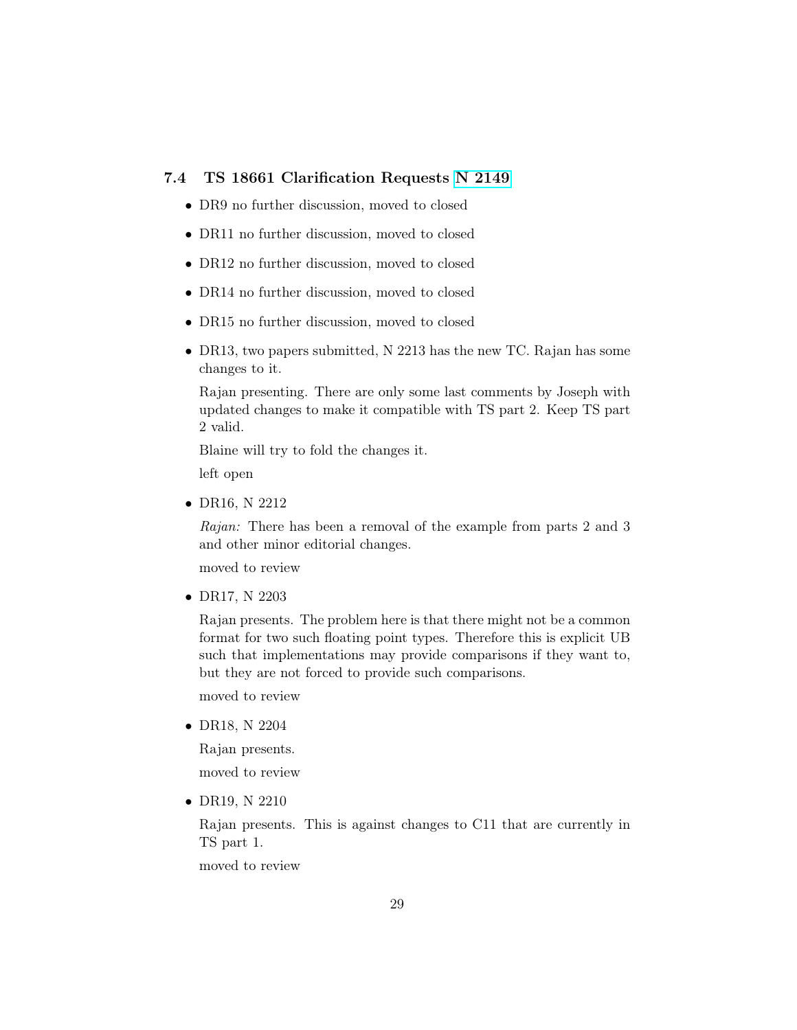### 7.4 TS 18661 Clarification Requests N 2149

- DR9 no further discussion, moved to closed
- DR11 no further discussion, moved to closed
- DR12 no further discussion, moved to closed
- DR14 no further discussion, moved to closed
- DR15 no further discussion, moved to closed
- DR13, two papers submitted, N 2213 has the new TC. Rajan has some changes to it.

  Rajan presenting. There are only some last comments by Joseph with updated changes to make it compatible with TS part 2. Keep TS part 2 valid.

  Blaine will try to fold the changes it.

  left open

- DR16, N 2212

  *Rajan:* There has been a removal of the example from parts 2 and 3 and other minor editorial changes.

  moved to review

- DR17, N 2203

  Rajan presents. The problem here is that there might not be a common format for two such floating point types. Therefore this is explicit UB such that implementations may provide comparisons if they want to, but they are not forced to provide such comparisons.

  moved to review

- DR18, N 2204

  Rajan presents.

  moved to review

- DR19, N 2210

  Rajan presents. This is against changes to C11 that are currently in TS part 1.

  moved to review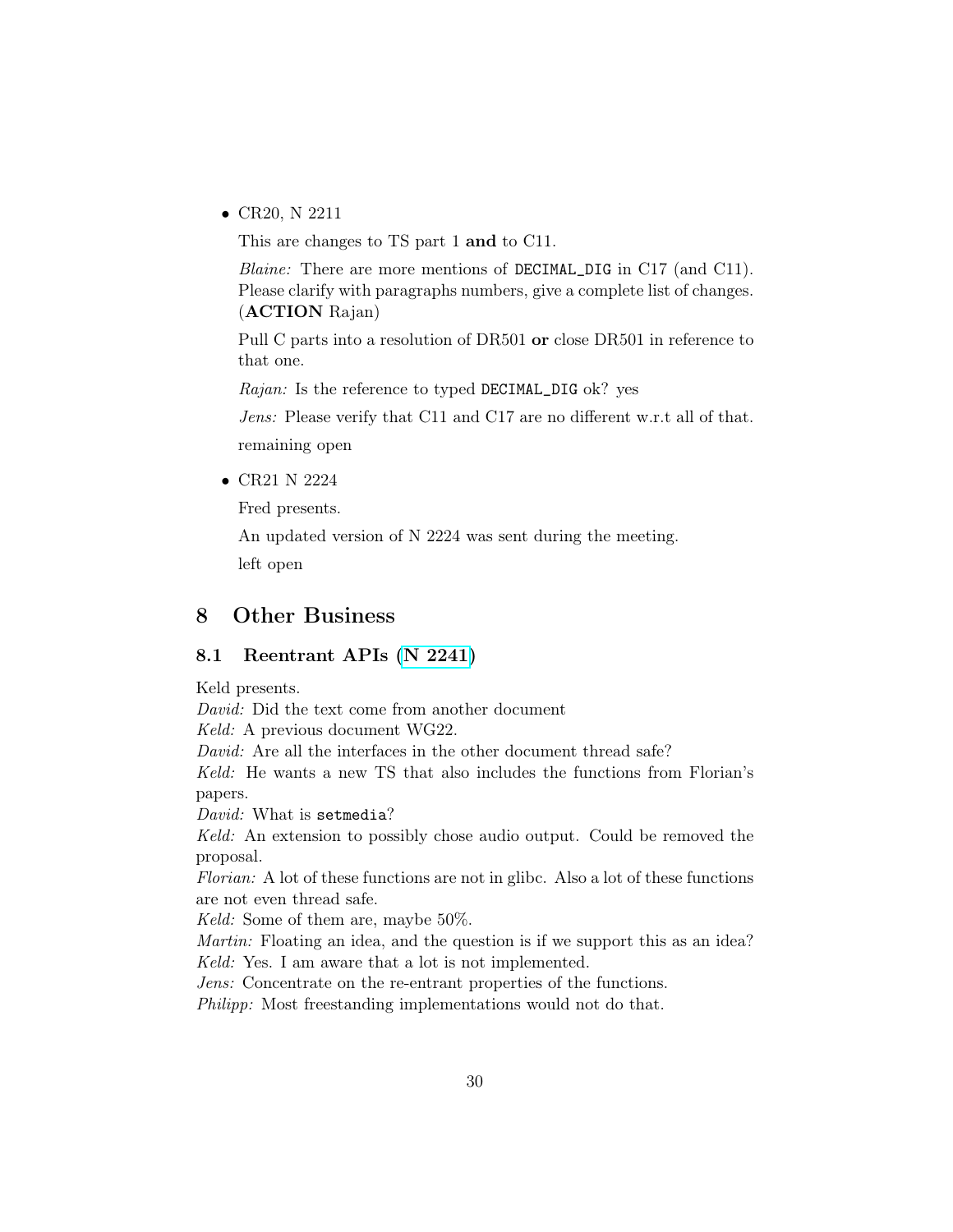- CR20, N 2211

  This are changes to TS part 1 **and** to C11.

  *Blaine:* There are more mentions of `DECIMAL_DIG` in C17 (and C11). Please clarify with paragraphs numbers, give a complete list of changes. (**ACTION** Rajan)

  Pull C parts into a resolution of DR501 **or** close DR501 in reference to that one.

  *Rajan:* Is the reference to typed `DECIMAL_DIG` ok? yes

  *Jens:* Please verify that C11 and C17 are no different w.r.t all of that.

  remaining open

- CR21 N 2224

  Fred presents.

  An updated version of N 2224 was sent during the meeting.

  left open

# 8 Other Business

## 8.1 Reentrant APIs (N 2241)

Keld presents.
*David:* Did the text come from another document
*Keld:* A previous document WG22.
*David:* Are all the interfaces in the other document thread safe?
*Keld:* He wants a new TS that also includes the functions from Florian's papers.
*David:* What is `setmedia`?
*Keld:* An extension to possibly chose audio output. Could be removed the proposal.
*Florian:* A lot of these functions are not in glibc. Also a lot of these functions are not even thread safe.
*Keld:* Some of them are, maybe 50%.
*Martin:* Floating an idea, and the question is if we support this as an idea?
*Keld:* Yes. I am aware that a lot is not implemented.
*Jens:* Concentrate on the re-entrant properties of the functions.
*Philipp:* Most freestanding implementations would not do that.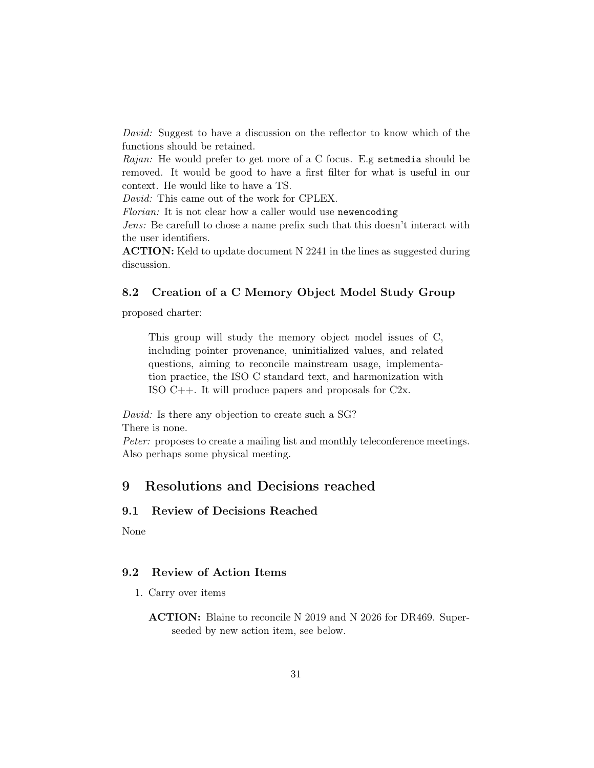*David:* Suggest to have a discussion on the reflector to know which of the functions should be retained.
*Rajan:* He would prefer to get more of a C focus. E.g `setmedia` should be removed. It would be good to have a first filter for what is useful in our context. He would like to have a TS.
*David:* This came out of the work for CPLEX.
*Florian:* It is not clear how a caller would use `newencoding`
*Jens:* Be carefull to chose a name prefix such that this doesn't interact with the user identifiers.
**ACTION:** Keld to update document N 2241 in the lines as suggested during discussion.

### 8.2 Creation of a C Memory Object Model Study Group

proposed charter:

> This group will study the memory object model issues of C, including pointer provenance, uninitialized values, and related questions, aiming to reconcile mainstream usage, implementation practice, the ISO C standard text, and harmonization with ISO C++. It will produce papers and proposals for C2x.

*David:* Is there any objection to create such a SG?
There is none.
*Peter:* proposes to create a mailing list and monthly teleconference meetings. Also perhaps some physical meeting.

## 9 Resolutions and Decisions reached

### 9.1 Review of Decisions Reached

None

### 9.2 Review of Action Items

1. Carry over items

   **ACTION:** Blaine to reconcile N 2019 and N 2026 for DR469. Superseeded by new action item, see below.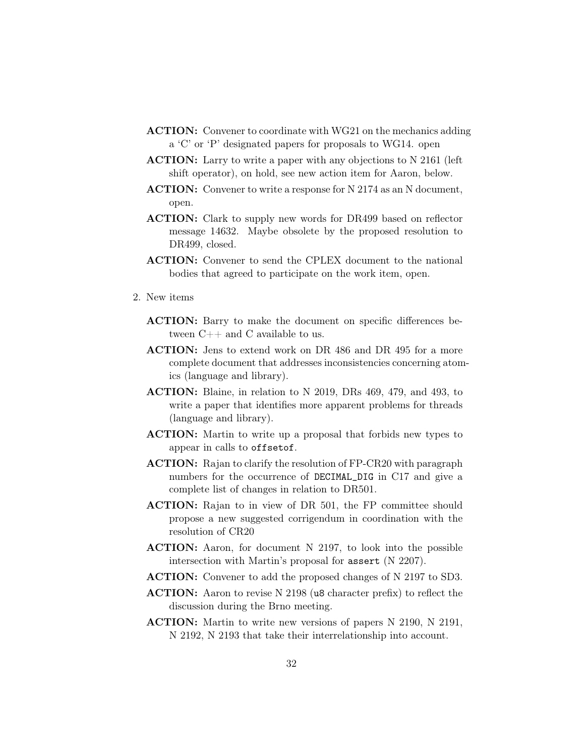**ACTION:** Convener to coordinate with WG21 on the mechanics adding a 'C' or 'P' designated papers for proposals to WG14. open

**ACTION:** Larry to write a paper with any objections to N 2161 (left shift operator), on hold, see new action item for Aaron, below.

**ACTION:** Convener to write a response for N 2174 as an N document, open.

**ACTION:** Clark to supply new words for DR499 based on reflector message 14632. Maybe obsolete by the proposed resolution to DR499, closed.

**ACTION:** Convener to send the CPLEX document to the national bodies that agreed to participate on the work item, open.

2. New items

**ACTION:** Barry to make the document on specific differences between C++ and C available to us.

**ACTION:** Jens to extend work on DR 486 and DR 495 for a more complete document that addresses inconsistencies concerning atomics (language and library).

**ACTION:** Blaine, in relation to N 2019, DRs 469, 479, and 493, to write a paper that identifies more apparent problems for threads (language and library).

**ACTION:** Martin to write up a proposal that forbids new types to appear in calls to `offsetof`.

**ACTION:** Rajan to clarify the resolution of FP-CR20 with paragraph numbers for the occurrence of `DECIMAL_DIG` in C17 and give a complete list of changes in relation to DR501.

**ACTION:** Rajan to in view of DR 501, the FP committee should propose a new suggested corrigendum in coordination with the resolution of CR20

**ACTION:** Aaron, for document N 2197, to look into the possible intersection with Martin's proposal for `assert` (N 2207).

**ACTION:** Convener to add the proposed changes of N 2197 to SD3.

**ACTION:** Aaron to revise N 2198 (`u8` character prefix) to reflect the discussion during the Brno meeting.

**ACTION:** Martin to write new versions of papers N 2190, N 2191, N 2192, N 2193 that take their interrelationship into account.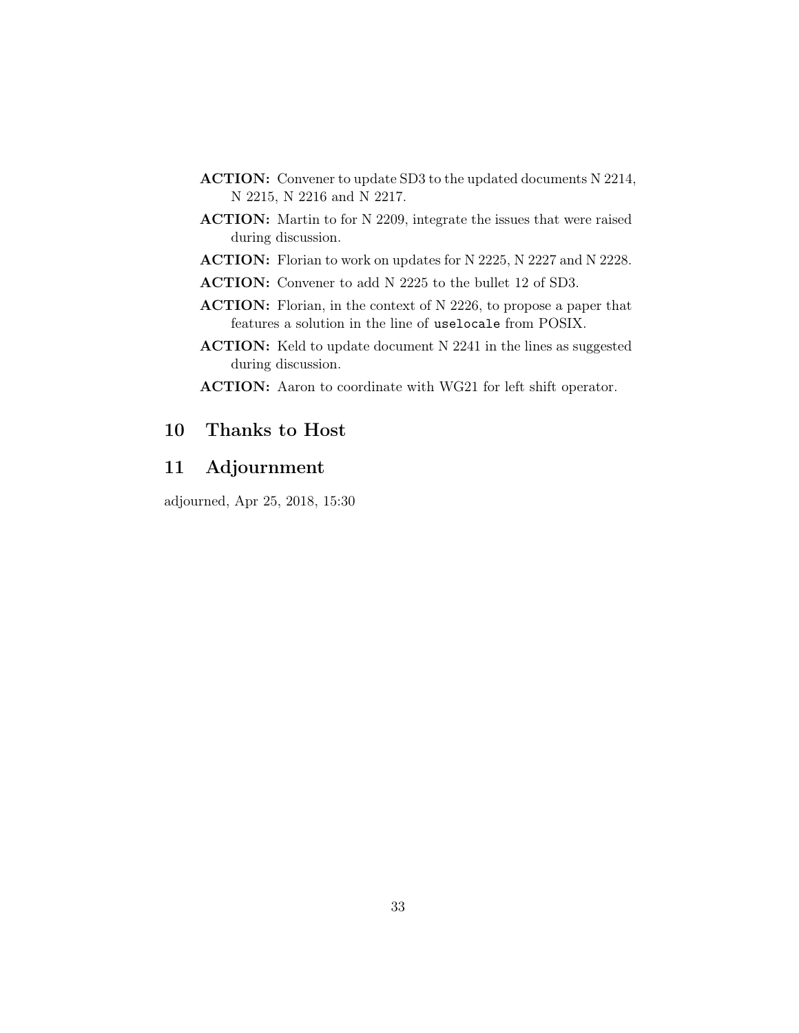**ACTION:** Convener to update SD3 to the updated documents N 2214, N 2215, N 2216 and N 2217.

**ACTION:** Martin to for N 2209, integrate the issues that were raised during discussion.

**ACTION:** Florian to work on updates for N 2225, N 2227 and N 2228.

**ACTION:** Convener to add N 2225 to the bullet 12 of SD3.

**ACTION:** Florian, in the context of N 2226, to propose a paper that features a solution in the line of `uselocale` from POSIX.

**ACTION:** Keld to update document N 2241 in the lines as suggested during discussion.

**ACTION:** Aaron to coordinate with WG21 for left shift operator.

## 10 Thanks to Host

## 11 Adjournment

adjourned, Apr 25, 2018, 15:30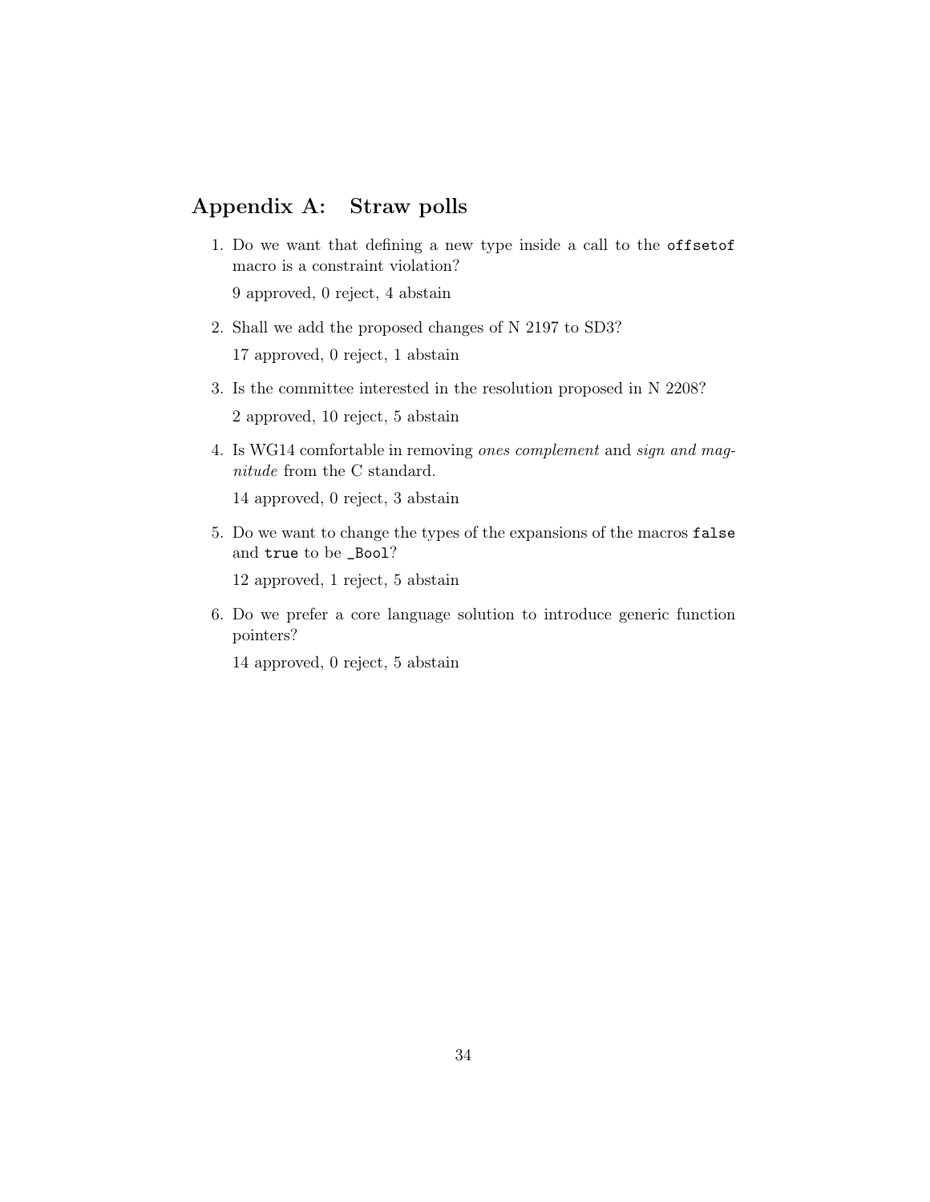# Appendix A: Straw polls

1. Do we want that defining a new type inside a call to the `offsetof` macro is a constraint violation?

   9 approved, 0 reject, 4 abstain

2. Shall we add the proposed changes of N 2197 to SD3?

   17 approved, 0 reject, 1 abstain

3. Is the committee interested in the resolution proposed in N 2208?

   2 approved, 10 reject, 5 abstain

4. Is WG14 comfortable in removing *ones complement* and *sign and magnitude* from the C standard.

   14 approved, 0 reject, 3 abstain

5. Do we want to change the types of the expansions of the macros `false` and `true` to be `_Bool`?

   12 approved, 1 reject, 5 abstain

6. Do we prefer a core language solution to introduce generic function pointers?

   14 approved, 0 reject, 5 abstain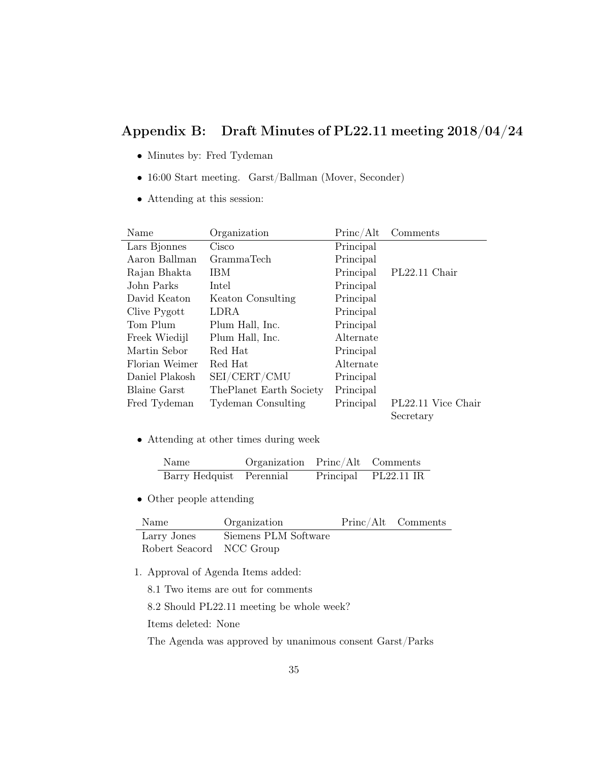## Appendix B: Draft Minutes of PL22.11 meeting 2018/04/24

- Minutes by: Fred Tydeman
- 16:00 Start meeting. Garst/Ballman (Mover, Seconder)
- Attending at this session:

| Name | Organization | Princ/Alt | Comments |
|---|---|---|---|
| Lars Bjonnes | Cisco | Principal | |
| Aaron Ballman | GrammaTech | Principal | |
| Rajan Bhakta | IBM | Principal | PL22.11 Chair |
| John Parks | Intel | Principal | |
| David Keaton | Keaton Consulting | Principal | |
| Clive Pygott | LDRA | Principal | |
| Tom Plum | Plum Hall, Inc. | Principal | |
| Freek Wiedijl | Plum Hall, Inc. | Alternate | |
| Martin Sebor | Red Hat | Principal | |
| Florian Weimer | Red Hat | Alternate | |
| Daniel Plakosh | SEI/CERT/CMU | Principal | |
| Blaine Garst | ThePlanet Earth Society | Principal | |
| Fred Tydeman | Tydeman Consulting | Principal | PL22.11 Vice Chair Secretary |

- Attending at other times during week

| Name | Organization | Princ/Alt | Comments |
|---|---|---|---|
| Barry Hedquist | Perennial | Principal | PL22.11 IR |

- Other people attending

| Name | Organization | Princ/Alt | Comments |
|---|---|---|---|
| Larry Jones | Siemens PLM Software | | |
| Robert Seacord | NCC Group | | |

1. Approval of Agenda Items added:

   8.1 Two items are out for comments

   8.2 Should PL22.11 meeting be whole week?

   Items deleted: None

   The Agenda was approved by unanimous consent Garst/Parks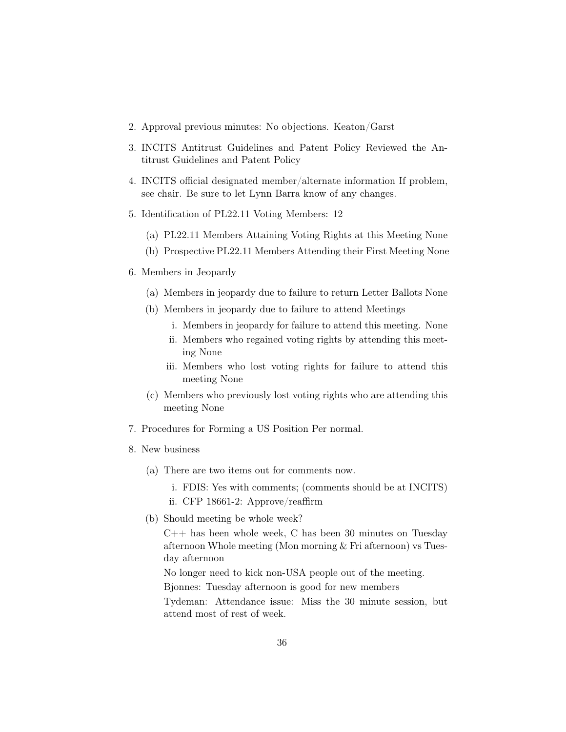2. Approval previous minutes: No objections. Keaton/Garst
3. INCITS Antitrust Guidelines and Patent Policy Reviewed the Antitrust Guidelines and Patent Policy
4. INCITS official designated member/alternate information If problem, see chair. Be sure to let Lynn Barra know of any changes.
5. Identification of PL22.11 Voting Members: 12
   (a) PL22.11 Members Attaining Voting Rights at this Meeting None
   (b) Prospective PL22.11 Members Attending their First Meeting None
6. Members in Jeopardy
   (a) Members in jeopardy due to failure to return Letter Ballots None
   (b) Members in jeopardy due to failure to attend Meetings
      i. Members in jeopardy for failure to attend this meeting. None
      ii. Members who regained voting rights by attending this meeting None
      iii. Members who lost voting rights for failure to attend this meeting None
   (c) Members who previously lost voting rights who are attending this meeting None
7. Procedures for Forming a US Position Per normal.
8. New business
   (a) There are two items out for comments now.
      i. FDIS: Yes with comments; (comments should be at INCITS)
      ii. CFP 18661-2: Approve/reaffirm
   (b) Should meeting be whole week?

      C++ has been whole week, C has been 30 minutes on Tuesday afternoon Whole meeting (Mon morning & Fri afternoon) vs Tuesday afternoon

      No longer need to kick non-USA people out of the meeting.

      Bjonnes: Tuesday afternoon is good for new members

      Tydeman: Attendance issue: Miss the 30 minute session, but attend most of rest of week.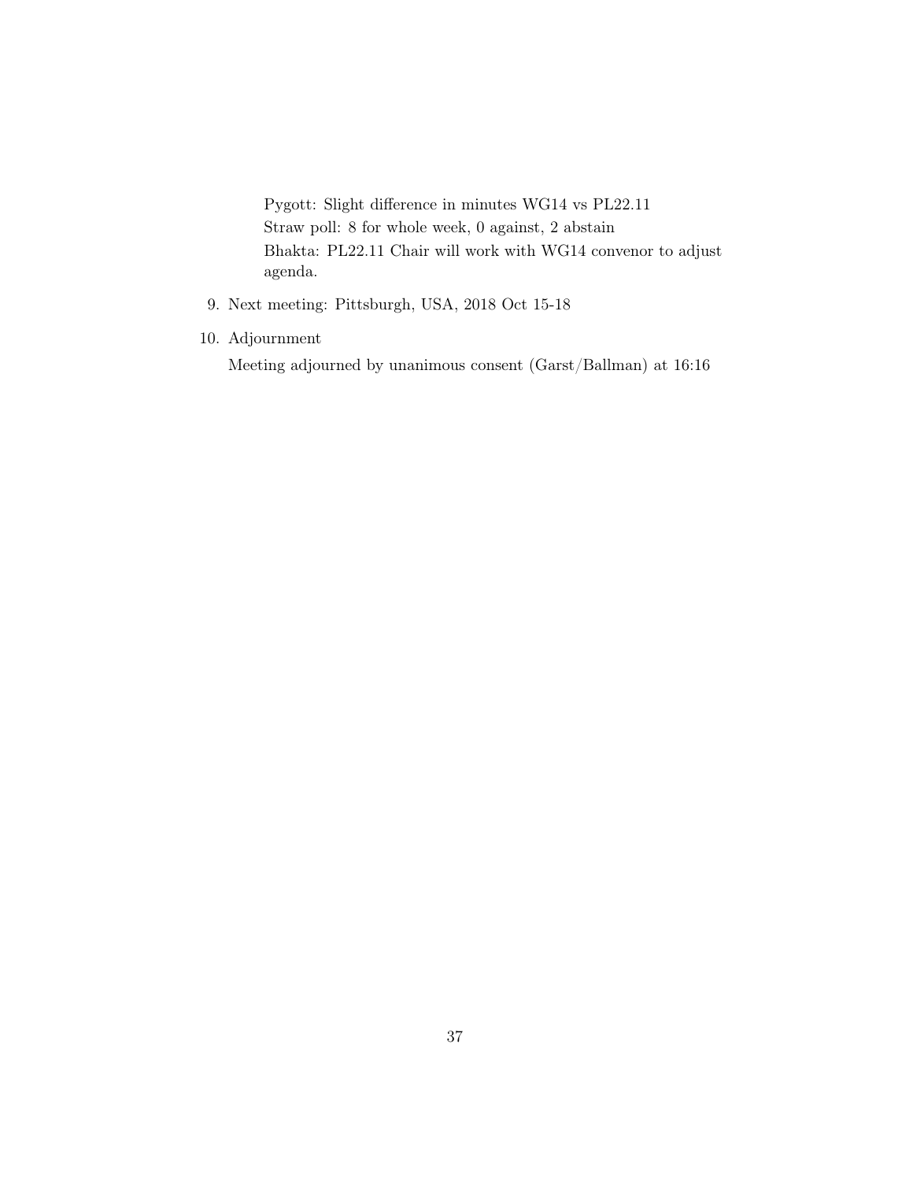Pygott: Slight difference in minutes WG14 vs PL22.11
Straw poll: 8 for whole week, 0 against, 2 abstain
Bhakta: PL22.11 Chair will work with WG14 convenor to adjust agenda.

9. Next meeting: Pittsburgh, USA, 2018 Oct 15-18

10. Adjournment

    Meeting adjourned by unanimous consent (Garst/Ballman) at 16:16